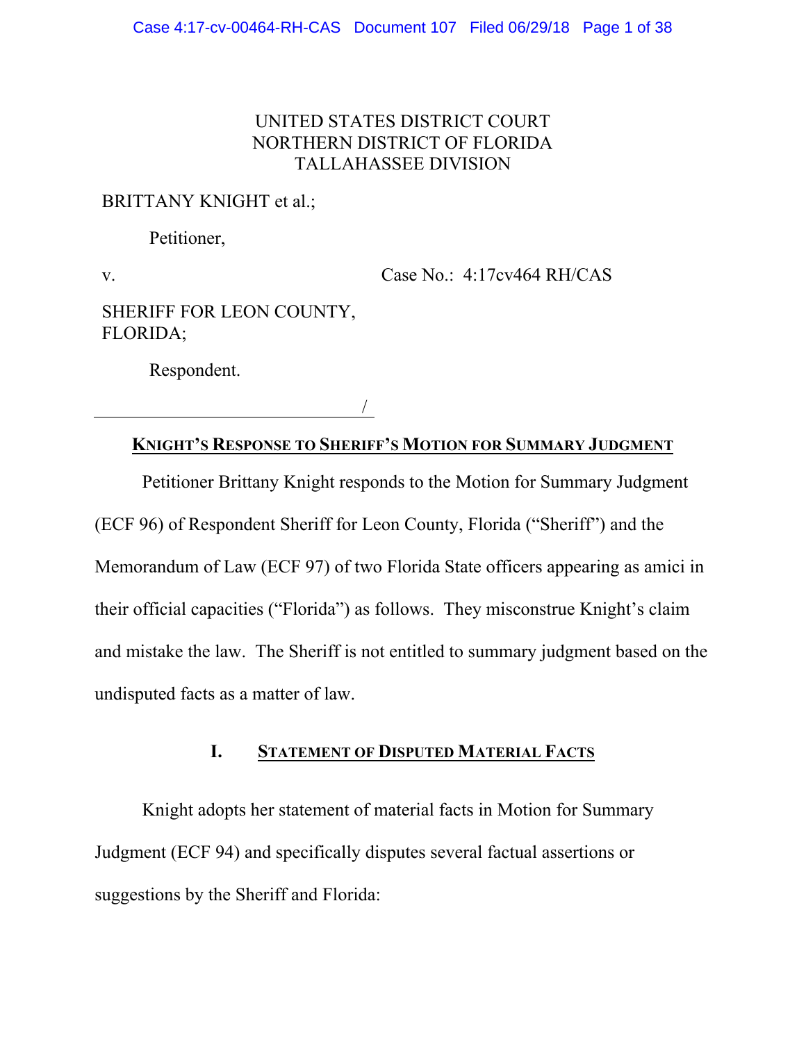UNITED STATES DISTRICT COURT
NORTHERN DISTRICT OF FLORIDA
TALLAHASSEE DIVISION

BRITTANY KNIGHT et al.;

Petitioner,

v. Case No.: 4:17cv464 RH/CAS

SHERIFF FOR LEON COUNTY, FLORIDA;

Respondent.

/

## KNIGHT'S RESPONSE TO SHERIFF'S MOTION FOR SUMMARY JUDGMENT

Petitioner Brittany Knight responds to the Motion for Summary Judgment (ECF 96) of Respondent Sheriff for Leon County, Florida ("Sheriff") and the Memorandum of Law (ECF 97) of two Florida State officers appearing as amici in their official capacities ("Florida") as follows. They misconstrue Knight's claim and mistake the law. The Sheriff is not entitled to summary judgment based on the undisputed facts as a matter of law.

## I. STATEMENT OF DISPUTED MATERIAL FACTS

Knight adopts her statement of material facts in Motion for Summary Judgment (ECF 94) and specifically disputes several factual assertions or suggestions by the Sheriff and Florida: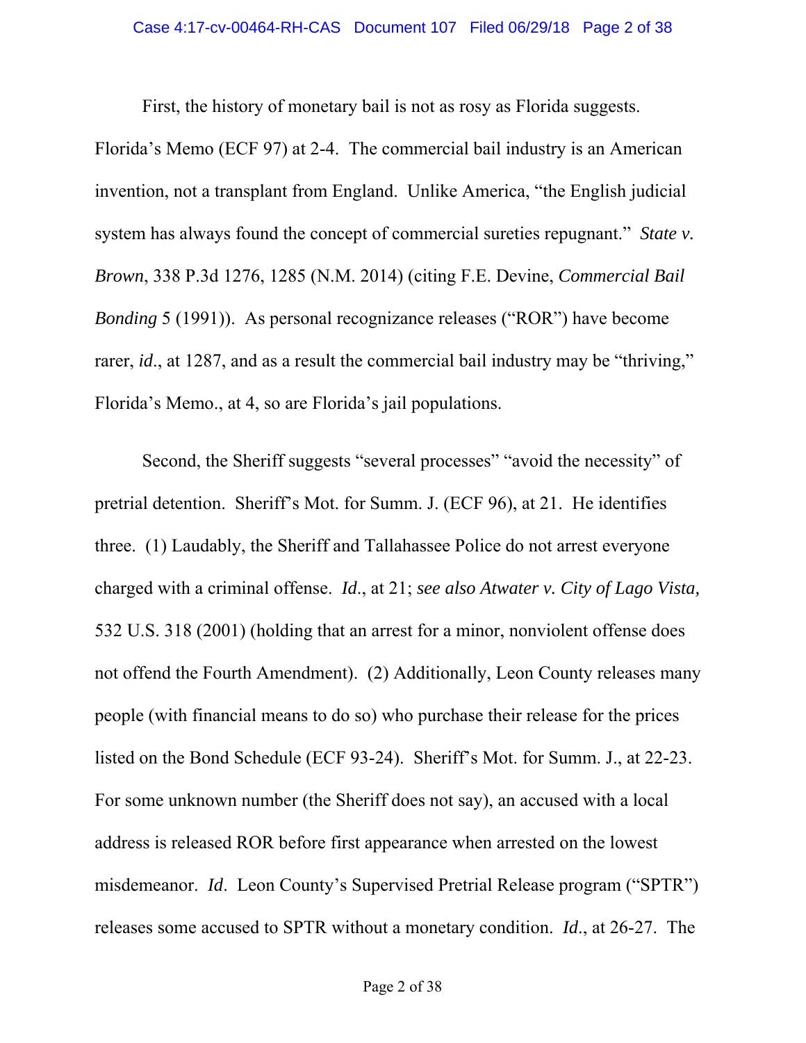First, the history of monetary bail is not as rosy as Florida suggests. Florida's Memo (ECF 97) at 2-4. The commercial bail industry is an American invention, not a transplant from England. Unlike America, "the English judicial system has always found the concept of commercial sureties repugnant." *State v. Brown*, 338 P.3d 1276, 1285 (N.M. 2014) (citing F.E. Devine, *Commercial Bail Bonding* 5 (1991)). As personal recognizance releases ("ROR") have become rarer, *id*., at 1287, and as a result the commercial bail industry may be "thriving," Florida's Memo., at 4, so are Florida's jail populations.

Second, the Sheriff suggests "several processes" "avoid the necessity" of pretrial detention. Sheriff's Mot. for Summ. J. (ECF 96), at 21. He identifies three. (1) Laudably, the Sheriff and Tallahassee Police do not arrest everyone charged with a criminal offense. *Id*., at 21; *see also Atwater v. City of Lago Vista,* 532 U.S. 318 (2001) (holding that an arrest for a minor, nonviolent offense does not offend the Fourth Amendment). (2) Additionally, Leon County releases many people (with financial means to do so) who purchase their release for the prices listed on the Bond Schedule (ECF 93-24). Sheriff's Mot. for Summ. J., at 22-23. For some unknown number (the Sheriff does not say), an accused with a local address is released ROR before first appearance when arrested on the lowest misdemeanor. *Id*. Leon County's Supervised Pretrial Release program ("SPTR") releases some accused to SPTR without a monetary condition. *Id*., at 26-27. The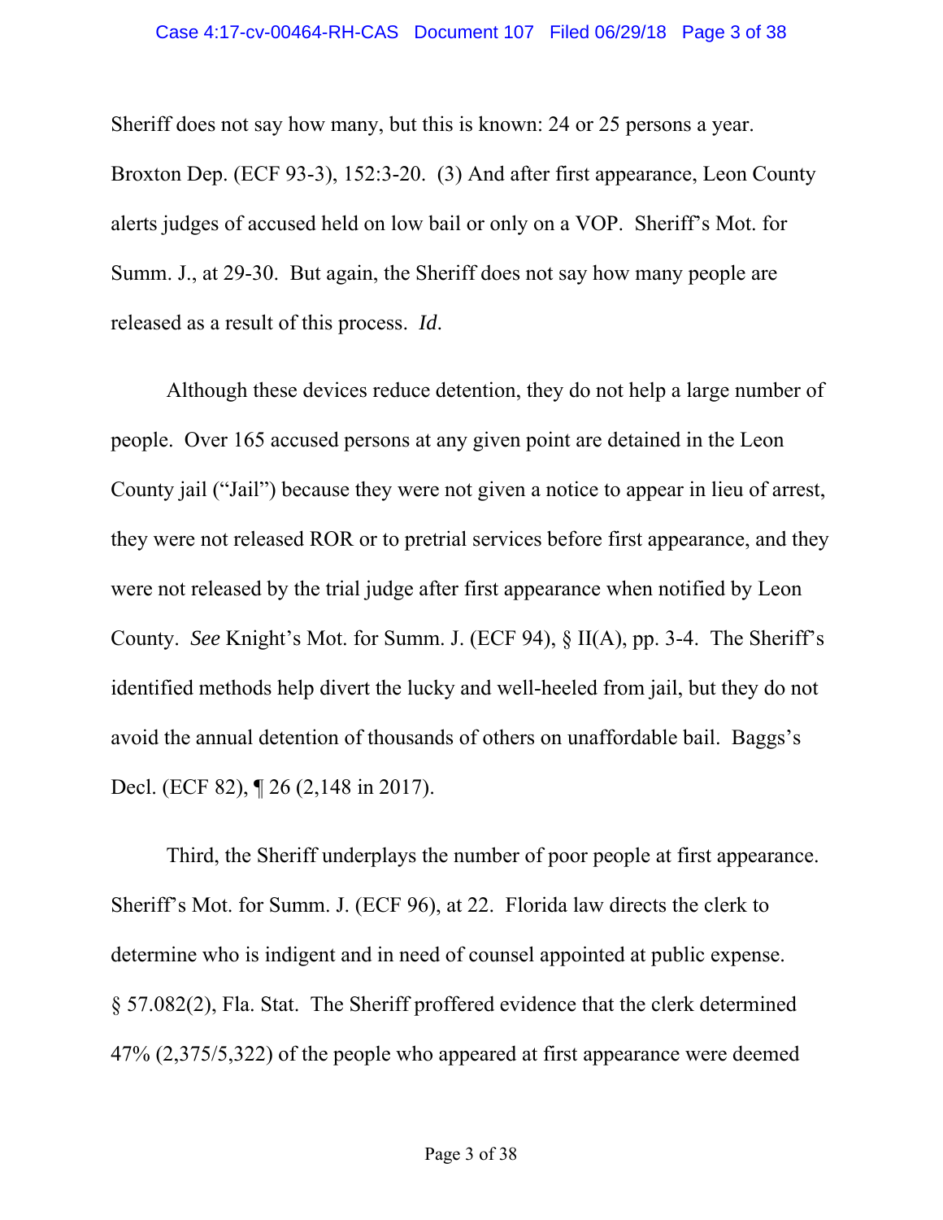Sheriff does not say how many, but this is known: 24 or 25 persons a year. Broxton Dep. (ECF 93-3), 152:3-20. (3) And after first appearance, Leon County alerts judges of accused held on low bail or only on a VOP. Sheriff's Mot. for Summ. J., at 29-30. But again, the Sheriff does not say how many people are released as a result of this process. *Id*.

Although these devices reduce detention, they do not help a large number of people. Over 165 accused persons at any given point are detained in the Leon County jail ("Jail") because they were not given a notice to appear in lieu of arrest, they were not released ROR or to pretrial services before first appearance, and they were not released by the trial judge after first appearance when notified by Leon County. *See* Knight's Mot. for Summ. J. (ECF 94), § II(A), pp. 3-4. The Sheriff's identified methods help divert the lucky and well-heeled from jail, but they do not avoid the annual detention of thousands of others on unaffordable bail. Baggs's Decl. (ECF 82), ¶ 26 (2,148 in 2017).

Third, the Sheriff underplays the number of poor people at first appearance. Sheriff's Mot. for Summ. J. (ECF 96), at 22. Florida law directs the clerk to determine who is indigent and in need of counsel appointed at public expense. § 57.082(2), Fla. Stat. The Sheriff proffered evidence that the clerk determined 47% (2,375/5,322) of the people who appeared at first appearance were deemed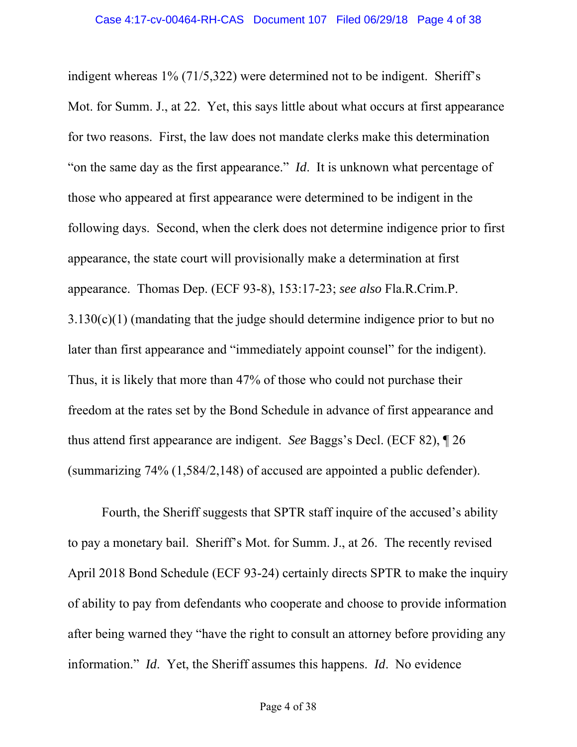indigent whereas 1% (71/5,322) were determined not to be indigent. Sheriff's Mot. for Summ. J., at 22. Yet, this says little about what occurs at first appearance for two reasons. First, the law does not mandate clerks make this determination "on the same day as the first appearance." *Id*. It is unknown what percentage of those who appeared at first appearance were determined to be indigent in the following days. Second, when the clerk does not determine indigence prior to first appearance, the state court will provisionally make a determination at first appearance. Thomas Dep. (ECF 93-8), 153:17-23; *see also* Fla.R.Crim.P. 3.130(c)(1) (mandating that the judge should determine indigence prior to but no later than first appearance and "immediately appoint counsel" for the indigent). Thus, it is likely that more than 47% of those who could not purchase their freedom at the rates set by the Bond Schedule in advance of first appearance and thus attend first appearance are indigent. *See* Baggs's Decl. (ECF 82), ¶ 26 (summarizing 74% (1,584/2,148) of accused are appointed a public defender).

Fourth, the Sheriff suggests that SPTR staff inquire of the accused's ability to pay a monetary bail. Sheriff's Mot. for Summ. J., at 26. The recently revised April 2018 Bond Schedule (ECF 93-24) certainly directs SPTR to make the inquiry of ability to pay from defendants who cooperate and choose to provide information after being warned they "have the right to consult an attorney before providing any information." *Id*. Yet, the Sheriff assumes this happens. *Id*. No evidence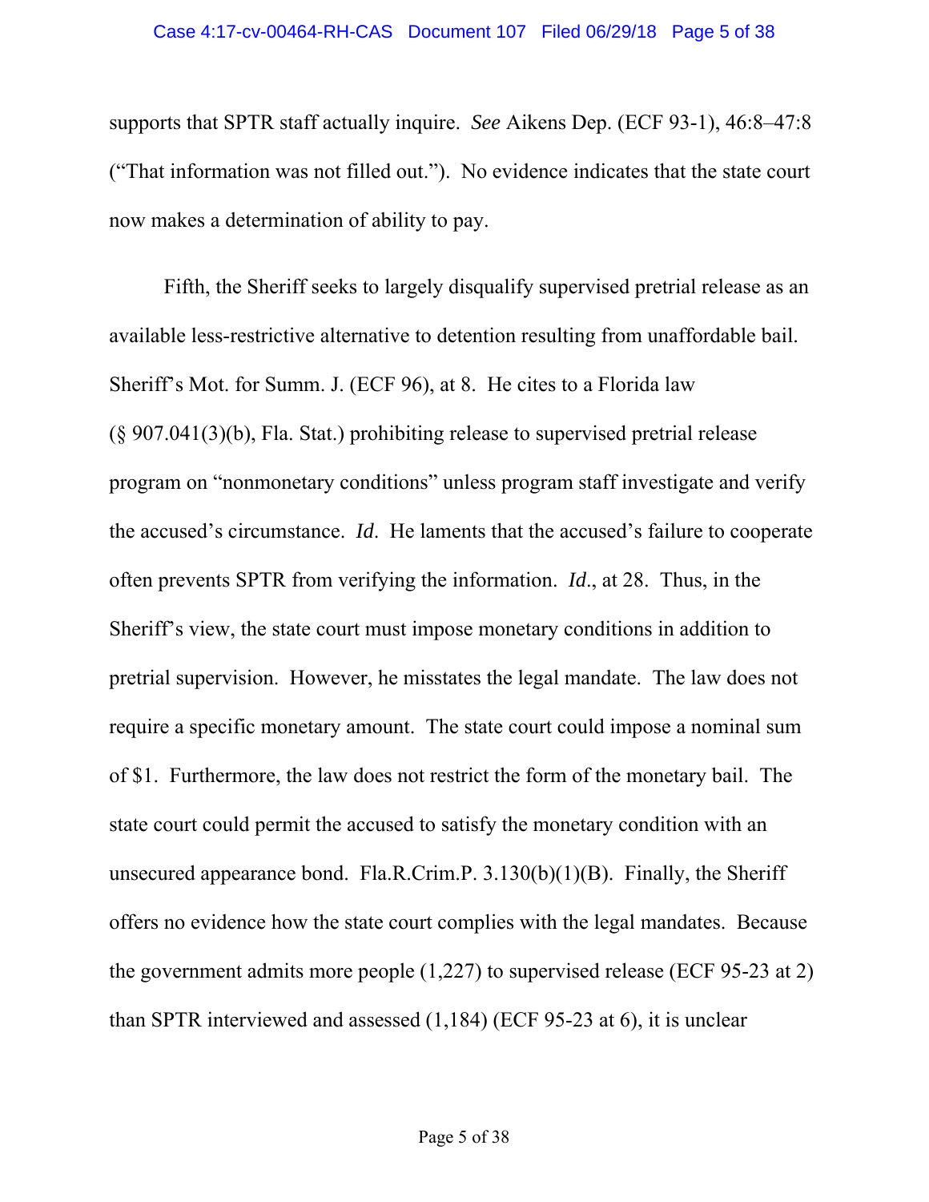supports that SPTR staff actually inquire. *See* Aikens Dep. (ECF 93-1), 46:8–47:8 ("That information was not filled out."). No evidence indicates that the state court now makes a determination of ability to pay.

Fifth, the Sheriff seeks to largely disqualify supervised pretrial release as an available less-restrictive alternative to detention resulting from unaffordable bail. Sheriff's Mot. for Summ. J. (ECF 96), at 8. He cites to a Florida law (§ 907.041(3)(b), Fla. Stat.) prohibiting release to supervised pretrial release program on "nonmonetary conditions" unless program staff investigate and verify the accused's circumstance. *Id*. He laments that the accused's failure to cooperate often prevents SPTR from verifying the information. *Id*., at 28. Thus, in the Sheriff's view, the state court must impose monetary conditions in addition to pretrial supervision. However, he misstates the legal mandate. The law does not require a specific monetary amount. The state court could impose a nominal sum of $1. Furthermore, the law does not restrict the form of the monetary bail. The state court could permit the accused to satisfy the monetary condition with an unsecured appearance bond. Fla.R.Crim.P. 3.130(b)(1)(B). Finally, the Sheriff offers no evidence how the state court complies with the legal mandates. Because the government admits more people (1,227) to supervised release (ECF 95-23 at 2) than SPTR interviewed and assessed (1,184) (ECF 95-23 at 6), it is unclear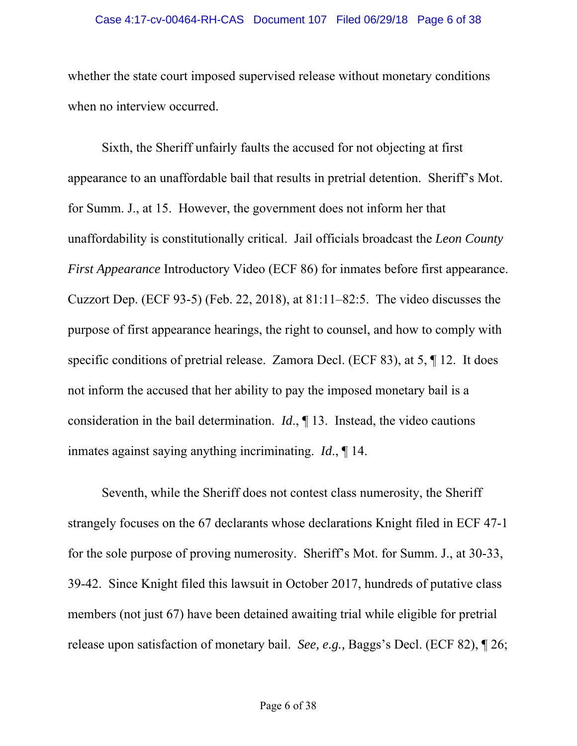whether the state court imposed supervised release without monetary conditions when no interview occurred.

Sixth, the Sheriff unfairly faults the accused for not objecting at first appearance to an unaffordable bail that results in pretrial detention. Sheriff's Mot. for Summ. J., at 15. However, the government does not inform her that unaffordability is constitutionally critical. Jail officials broadcast the *Leon County First Appearance* Introductory Video (ECF 86) for inmates before first appearance. Cuzzort Dep. (ECF 93-5) (Feb. 22, 2018), at 81:11–82:5. The video discusses the purpose of first appearance hearings, the right to counsel, and how to comply with specific conditions of pretrial release. Zamora Decl. (ECF 83), at 5, ¶ 12. It does not inform the accused that her ability to pay the imposed monetary bail is a consideration in the bail determination. *Id*., ¶ 13. Instead, the video cautions inmates against saying anything incriminating. *Id*., ¶ 14.

Seventh, while the Sheriff does not contest class numerosity, the Sheriff strangely focuses on the 67 declarants whose declarations Knight filed in ECF 47-1 for the sole purpose of proving numerosity. Sheriff's Mot. for Summ. J., at 30-33, 39-42. Since Knight filed this lawsuit in October 2017, hundreds of putative class members (not just 67) have been detained awaiting trial while eligible for pretrial release upon satisfaction of monetary bail. *See, e.g.,* Baggs's Decl. (ECF 82), ¶ 26;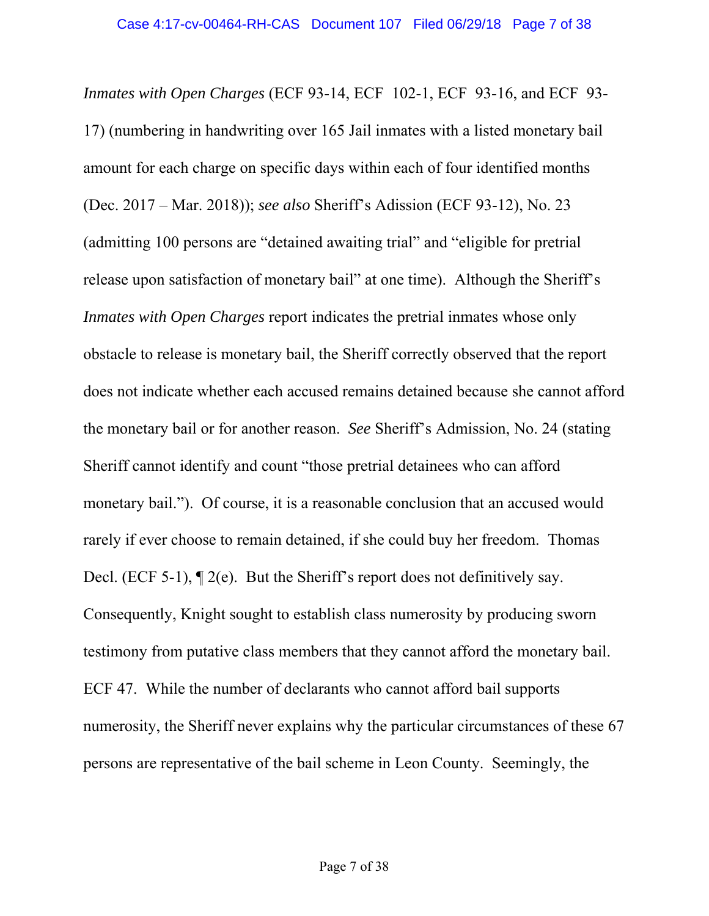*Inmates with Open Charges* (ECF 93-14, ECF 102-1, ECF 93-16, and ECF 93-17) (numbering in handwriting over 165 Jail inmates with a listed monetary bail amount for each charge on specific days within each of four identified months (Dec. 2017 – Mar. 2018)); *see also* Sheriff's Adission (ECF 93-12), No. 23 (admitting 100 persons are "detained awaiting trial" and "eligible for pretrial release upon satisfaction of monetary bail" at one time). Although the Sheriff's *Inmates with Open Charges* report indicates the pretrial inmates whose only obstacle to release is monetary bail, the Sheriff correctly observed that the report does not indicate whether each accused remains detained because she cannot afford the monetary bail or for another reason. *See* Sheriff's Admission, No. 24 (stating Sheriff cannot identify and count "those pretrial detainees who can afford monetary bail."). Of course, it is a reasonable conclusion that an accused would rarely if ever choose to remain detained, if she could buy her freedom. Thomas Decl. (ECF 5-1), ¶ 2(e). But the Sheriff's report does not definitively say. Consequently, Knight sought to establish class numerosity by producing sworn testimony from putative class members that they cannot afford the monetary bail. ECF 47. While the number of declarants who cannot afford bail supports numerosity, the Sheriff never explains why the particular circumstances of these 67 persons are representative of the bail scheme in Leon County. Seemingly, the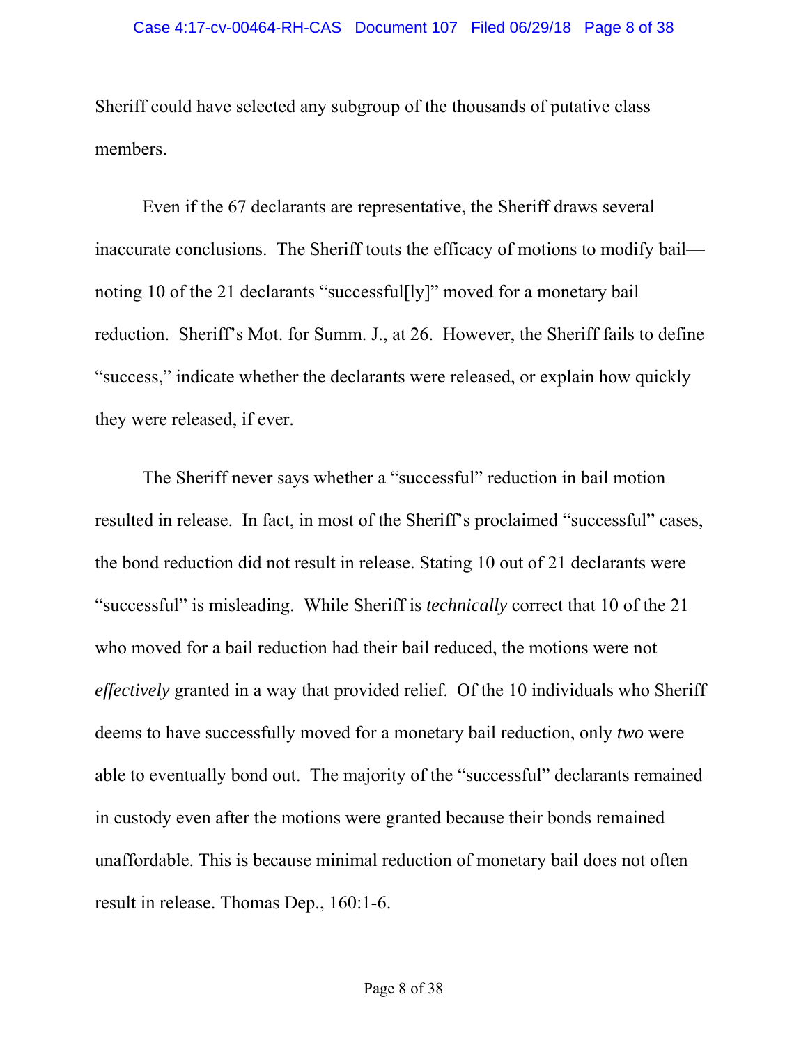Sheriff could have selected any subgroup of the thousands of putative class members.

Even if the 67 declarants are representative, the Sheriff draws several inaccurate conclusions. The Sheriff touts the efficacy of motions to modify bail—noting 10 of the 21 declarants "successful[ly]" moved for a monetary bail reduction. Sheriff's Mot. for Summ. J., at 26. However, the Sheriff fails to define "success," indicate whether the declarants were released, or explain how quickly they were released, if ever.

The Sheriff never says whether a "successful" reduction in bail motion resulted in release. In fact, in most of the Sheriff's proclaimed "successful" cases, the bond reduction did not result in release. Stating 10 out of 21 declarants were "successful" is misleading. While Sheriff is *technically* correct that 10 of the 21 who moved for a bail reduction had their bail reduced, the motions were not *effectively* granted in a way that provided relief. Of the 10 individuals who Sheriff deems to have successfully moved for a monetary bail reduction, only *two* were able to eventually bond out. The majority of the "successful" declarants remained in custody even after the motions were granted because their bonds remained unaffordable. This is because minimal reduction of monetary bail does not often result in release. Thomas Dep., 160:1-6.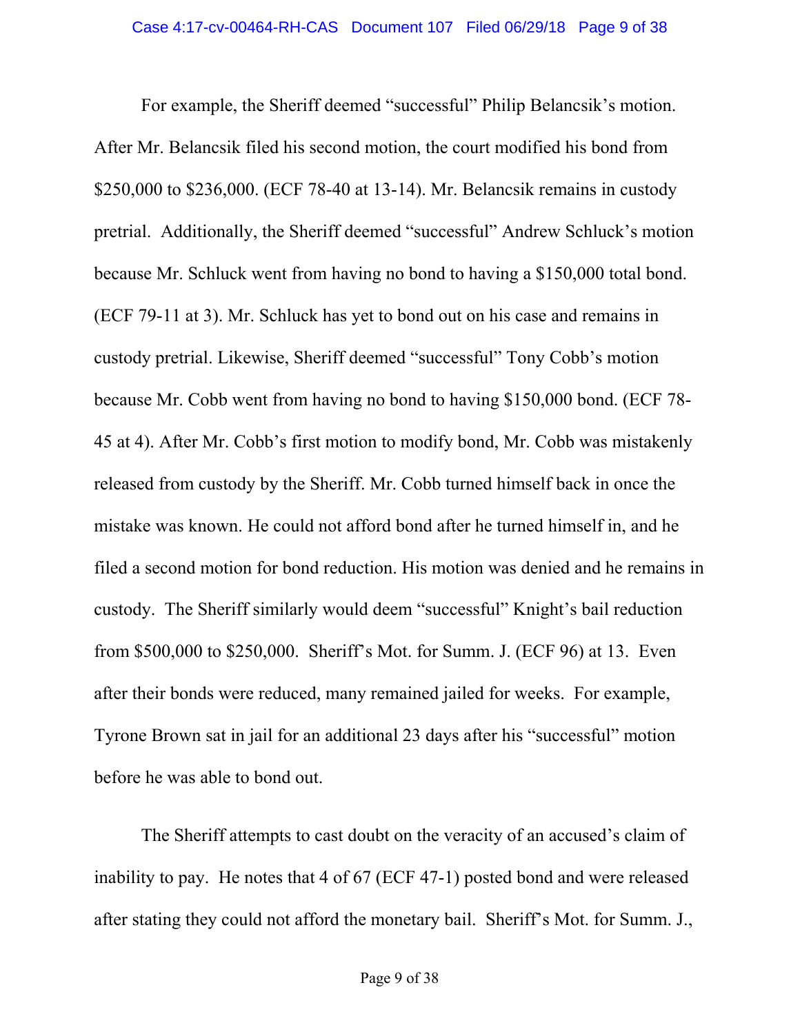For example, the Sheriff deemed "successful" Philip Belancsik's motion. After Mr. Belancsik filed his second motion, the court modified his bond from $250,000 to $236,000. (ECF 78-40 at 13-14). Mr. Belancsik remains in custody pretrial. Additionally, the Sheriff deemed "successful" Andrew Schluck's motion because Mr. Schluck went from having no bond to having a $150,000 total bond. (ECF 79-11 at 3). Mr. Schluck has yet to bond out on his case and remains in custody pretrial. Likewise, Sheriff deemed "successful" Tony Cobb's motion because Mr. Cobb went from having no bond to having $150,000 bond. (ECF 78-45 at 4). After Mr. Cobb's first motion to modify bond, Mr. Cobb was mistakenly released from custody by the Sheriff. Mr. Cobb turned himself back in once the mistake was known. He could not afford bond after he turned himself in, and he filed a second motion for bond reduction. His motion was denied and he remains in custody. The Sheriff similarly would deem "successful" Knight's bail reduction from $500,000 to $250,000. Sheriff's Mot. for Summ. J. (ECF 96) at 13. Even after their bonds were reduced, many remained jailed for weeks. For example, Tyrone Brown sat in jail for an additional 23 days after his "successful" motion before he was able to bond out.

The Sheriff attempts to cast doubt on the veracity of an accused's claim of inability to pay. He notes that 4 of 67 (ECF 47-1) posted bond and were released after stating they could not afford the monetary bail. Sheriff's Mot. for Summ. J.,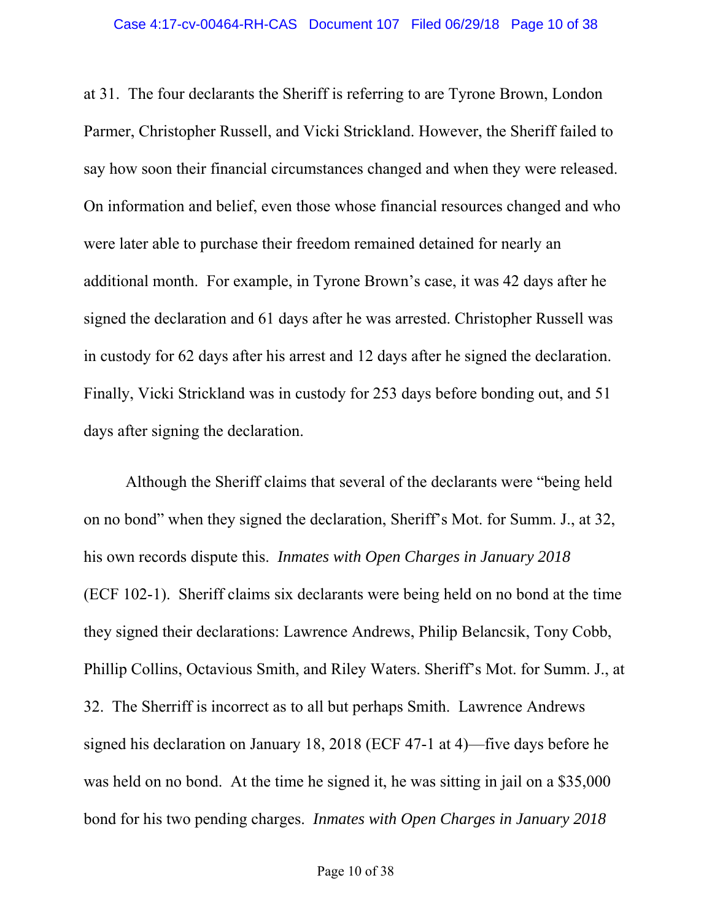at 31. The four declarants the Sheriff is referring to are Tyrone Brown, London Parmer, Christopher Russell, and Vicki Strickland. However, the Sheriff failed to say how soon their financial circumstances changed and when they were released. On information and belief, even those whose financial resources changed and who were later able to purchase their freedom remained detained for nearly an additional month. For example, in Tyrone Brown's case, it was 42 days after he signed the declaration and 61 days after he was arrested. Christopher Russell was in custody for 62 days after his arrest and 12 days after he signed the declaration. Finally, Vicki Strickland was in custody for 253 days before bonding out, and 51 days after signing the declaration.

Although the Sheriff claims that several of the declarants were "being held on no bond" when they signed the declaration, Sheriff's Mot. for Summ. J., at 32, his own records dispute this. *Inmates with Open Charges in January 2018* (ECF 102-1). Sheriff claims six declarants were being held on no bond at the time they signed their declarations: Lawrence Andrews, Philip Belancsik, Tony Cobb, Phillip Collins, Octavious Smith, and Riley Waters. Sheriff's Mot. for Summ. J., at 32. The Sherriff is incorrect as to all but perhaps Smith. Lawrence Andrews signed his declaration on January 18, 2018 (ECF 47-1 at 4)—five days before he was held on no bond. At the time he signed it, he was sitting in jail on a $35,000 bond for his two pending charges. *Inmates with Open Charges in January 2018*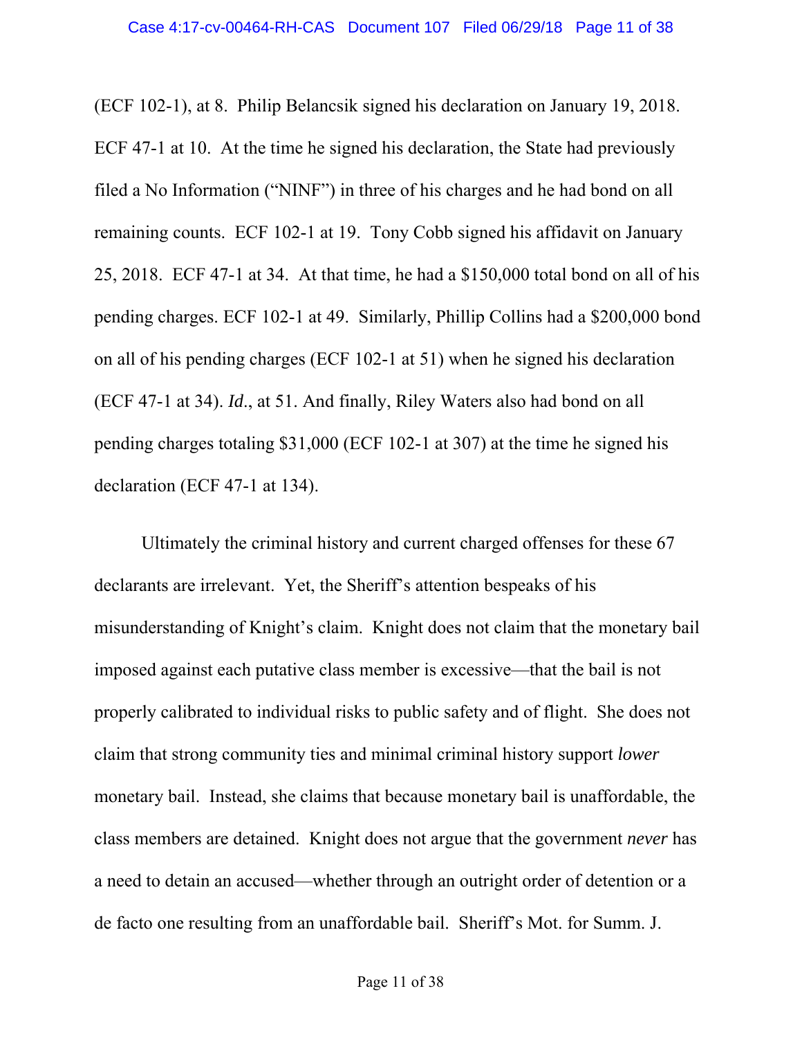(ECF 102-1), at 8. Philip Belancsik signed his declaration on January 19, 2018. ECF 47-1 at 10. At the time he signed his declaration, the State had previously filed a No Information ("NINF") in three of his charges and he had bond on all remaining counts. ECF 102-1 at 19. Tony Cobb signed his affidavit on January 25, 2018. ECF 47-1 at 34. At that time, he had a $150,000 total bond on all of his pending charges. ECF 102-1 at 49. Similarly, Phillip Collins had a $200,000 bond on all of his pending charges (ECF 102-1 at 51) when he signed his declaration (ECF 47-1 at 34). *Id*., at 51. And finally, Riley Waters also had bond on all pending charges totaling $31,000 (ECF 102-1 at 307) at the time he signed his declaration (ECF 47-1 at 134).

Ultimately the criminal history and current charged offenses for these 67 declarants are irrelevant. Yet, the Sheriff's attention bespeaks of his misunderstanding of Knight's claim. Knight does not claim that the monetary bail imposed against each putative class member is excessive—that the bail is not properly calibrated to individual risks to public safety and of flight. She does not claim that strong community ties and minimal criminal history support *lower* monetary bail. Instead, she claims that because monetary bail is unaffordable, the class members are detained. Knight does not argue that the government *never* has a need to detain an accused—whether through an outright order of detention or a de facto one resulting from an unaffordable bail. Sheriff's Mot. for Summ. J.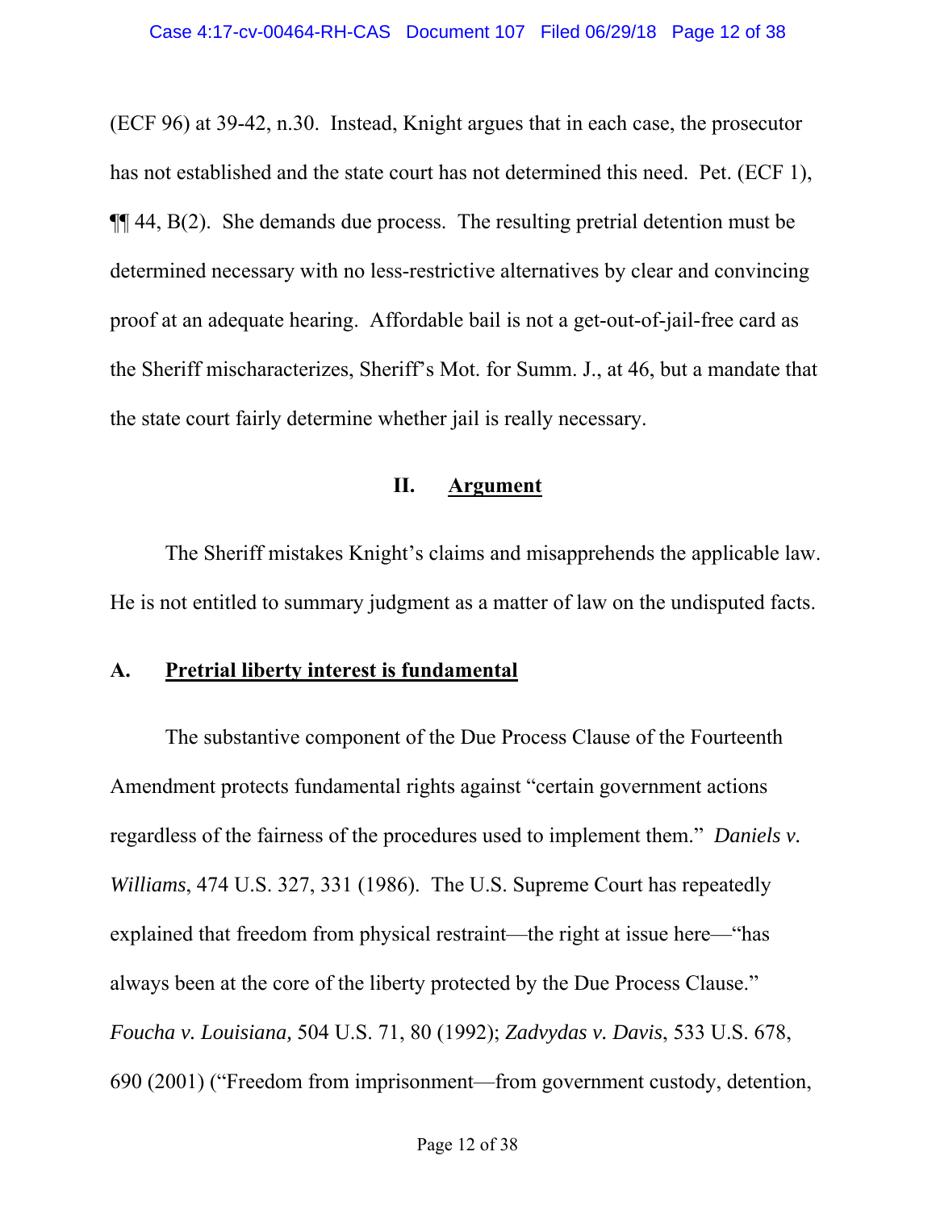(ECF 96) at 39-42, n.30. Instead, Knight argues that in each case, the prosecutor has not established and the state court has not determined this need. Pet. (ECF 1), ¶¶ 44, B(2). She demands due process. The resulting pretrial detention must be determined necessary with no less-restrictive alternatives by clear and convincing proof at an adequate hearing. Affordable bail is not a get-out-of-jail-free card as the Sheriff mischaracterizes, Sheriff's Mot. for Summ. J., at 46, but a mandate that the state court fairly determine whether jail is really necessary.

## II. Argument

The Sheriff mistakes Knight's claims and misapprehends the applicable law. He is not entitled to summary judgment as a matter of law on the undisputed facts.

### A. Pretrial liberty interest is fundamental

The substantive component of the Due Process Clause of the Fourteenth Amendment protects fundamental rights against "certain government actions regardless of the fairness of the procedures used to implement them." *Daniels v. Williams*, 474 U.S. 327, 331 (1986). The U.S. Supreme Court has repeatedly explained that freedom from physical restraint—the right at issue here—"has always been at the core of the liberty protected by the Due Process Clause." *Foucha v. Louisiana,* 504 U.S. 71, 80 (1992); *Zadvydas v. Davis*, 533 U.S. 678, 690 (2001) ("Freedom from imprisonment—from government custody, detention,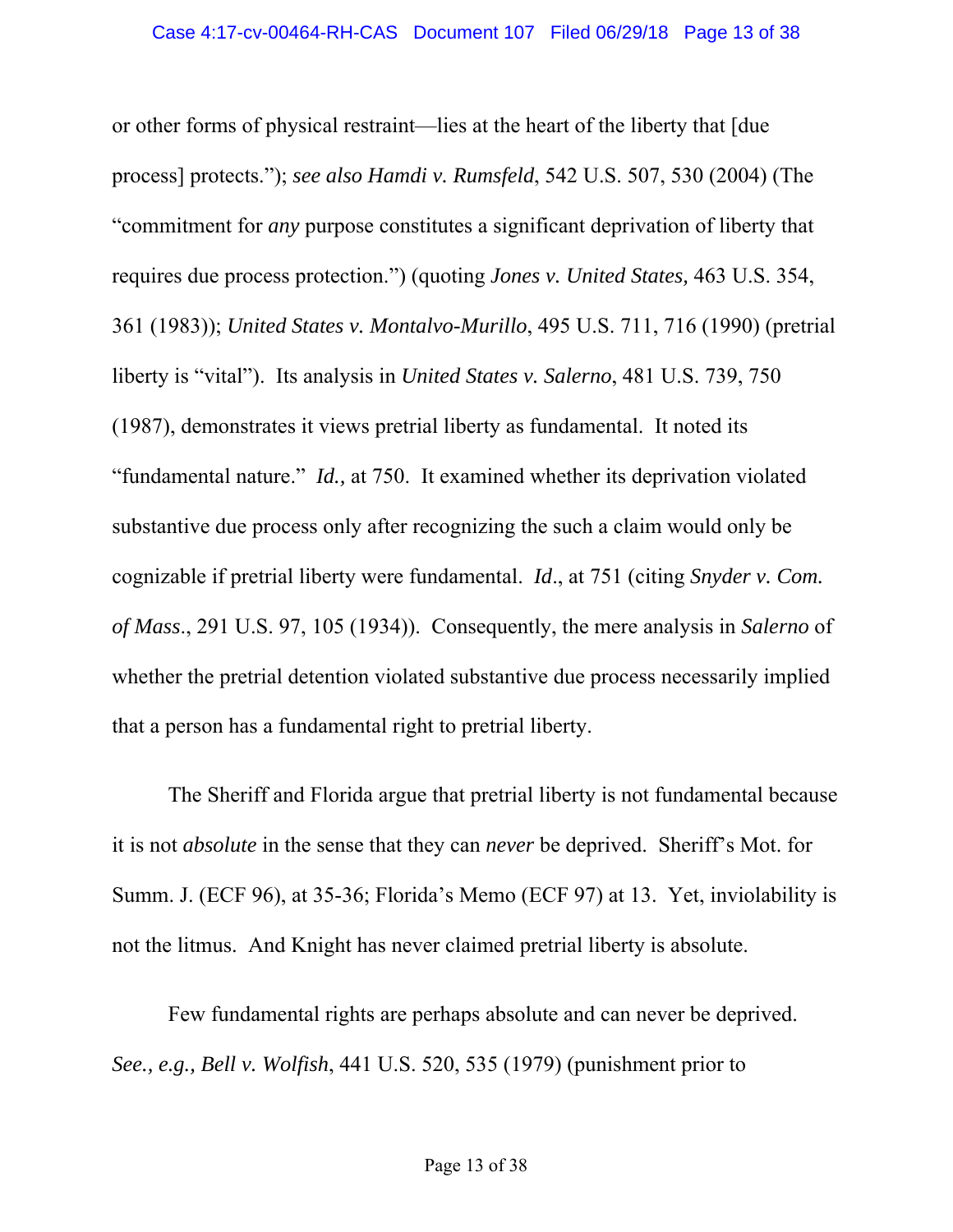or other forms of physical restraint—lies at the heart of the liberty that [due process] protects."); *see also Hamdi v. Rumsfeld*, 542 U.S. 507, 530 (2004) (The "commitment for *any* purpose constitutes a significant deprivation of liberty that requires due process protection.") (quoting *Jones v. United States,* 463 U.S. 354, 361 (1983)); *United States v. Montalvo-Murillo*, 495 U.S. 711, 716 (1990) (pretrial liberty is "vital"). Its analysis in *United States v. Salerno*, 481 U.S. 739, 750 (1987), demonstrates it views pretrial liberty as fundamental. It noted its "fundamental nature." *Id.,* at 750. It examined whether its deprivation violated substantive due process only after recognizing the such a claim would only be cognizable if pretrial liberty were fundamental. *Id*., at 751 (citing *Snyder v. Com. of Mass*., 291 U.S. 97, 105 (1934)). Consequently, the mere analysis in *Salerno* of whether the pretrial detention violated substantive due process necessarily implied that a person has a fundamental right to pretrial liberty.

The Sheriff and Florida argue that pretrial liberty is not fundamental because it is not *absolute* in the sense that they can *never* be deprived. Sheriff's Mot. for Summ. J. (ECF 96), at 35-36; Florida's Memo (ECF 97) at 13. Yet, inviolability is not the litmus. And Knight has never claimed pretrial liberty is absolute.

Few fundamental rights are perhaps absolute and can never be deprived. *See., e.g., Bell v. Wolfish*, 441 U.S. 520, 535 (1979) (punishment prior to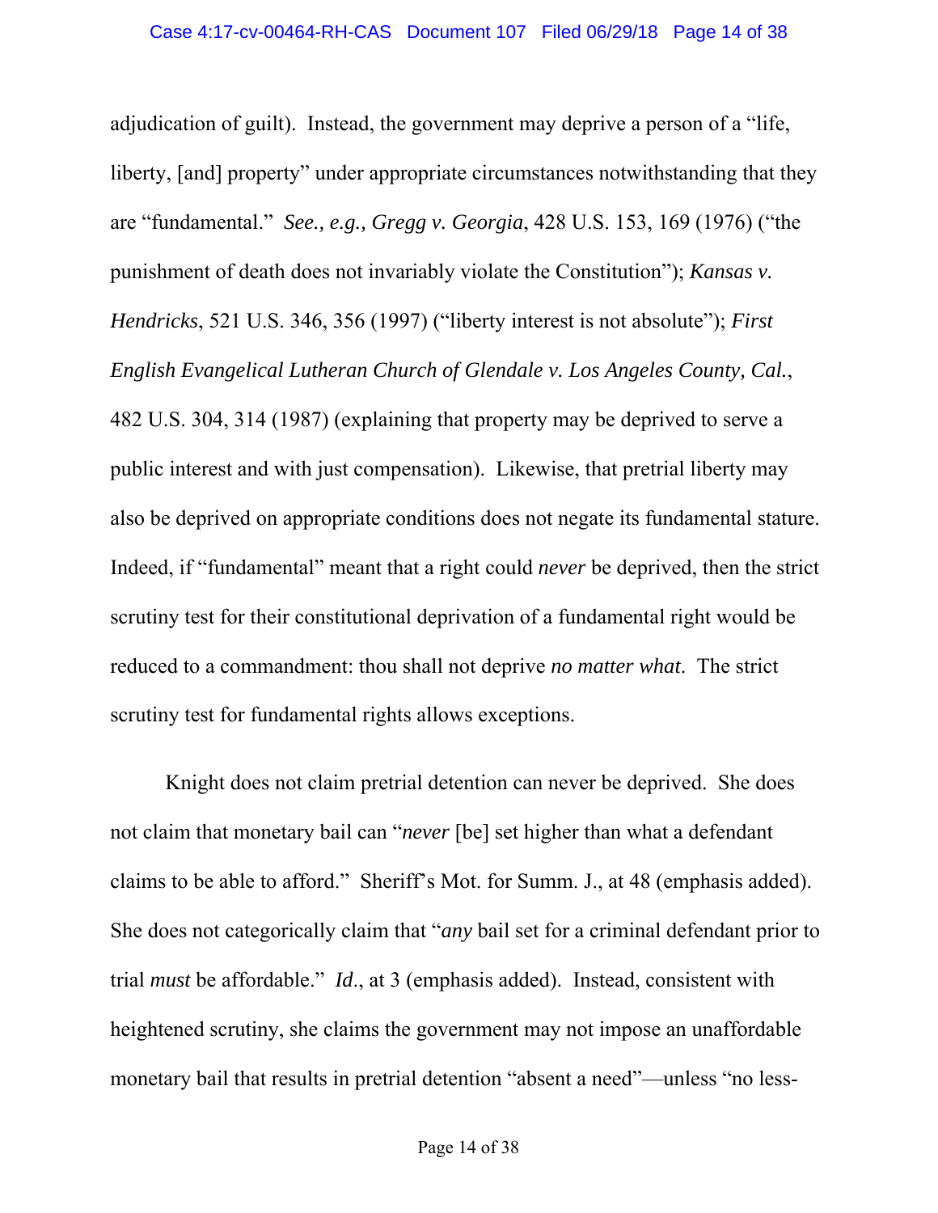adjudication of guilt). Instead, the government may deprive a person of a "life, liberty, [and] property" under appropriate circumstances notwithstanding that they are "fundamental." *See., e.g., Gregg v. Georgia*, 428 U.S. 153, 169 (1976) ("the punishment of death does not invariably violate the Constitution"); *Kansas v. Hendricks*, 521 U.S. 346, 356 (1997) ("liberty interest is not absolute"); *First English Evangelical Lutheran Church of Glendale v. Los Angeles County, Cal.*, 482 U.S. 304, 314 (1987) (explaining that property may be deprived to serve a public interest and with just compensation). Likewise, that pretrial liberty may also be deprived on appropriate conditions does not negate its fundamental stature. Indeed, if "fundamental" meant that a right could *never* be deprived, then the strict scrutiny test for their constitutional deprivation of a fundamental right would be reduced to a commandment: thou shall not deprive *no matter what*. The strict scrutiny test for fundamental rights allows exceptions.

Knight does not claim pretrial detention can never be deprived. She does not claim that monetary bail can "*never* [be] set higher than what a defendant claims to be able to afford." Sheriff's Mot. for Summ. J., at 48 (emphasis added). She does not categorically claim that "*any* bail set for a criminal defendant prior to trial *must* be affordable." *Id*., at 3 (emphasis added). Instead, consistent with heightened scrutiny, she claims the government may not impose an unaffordable monetary bail that results in pretrial detention "absent a need"—unless "no less-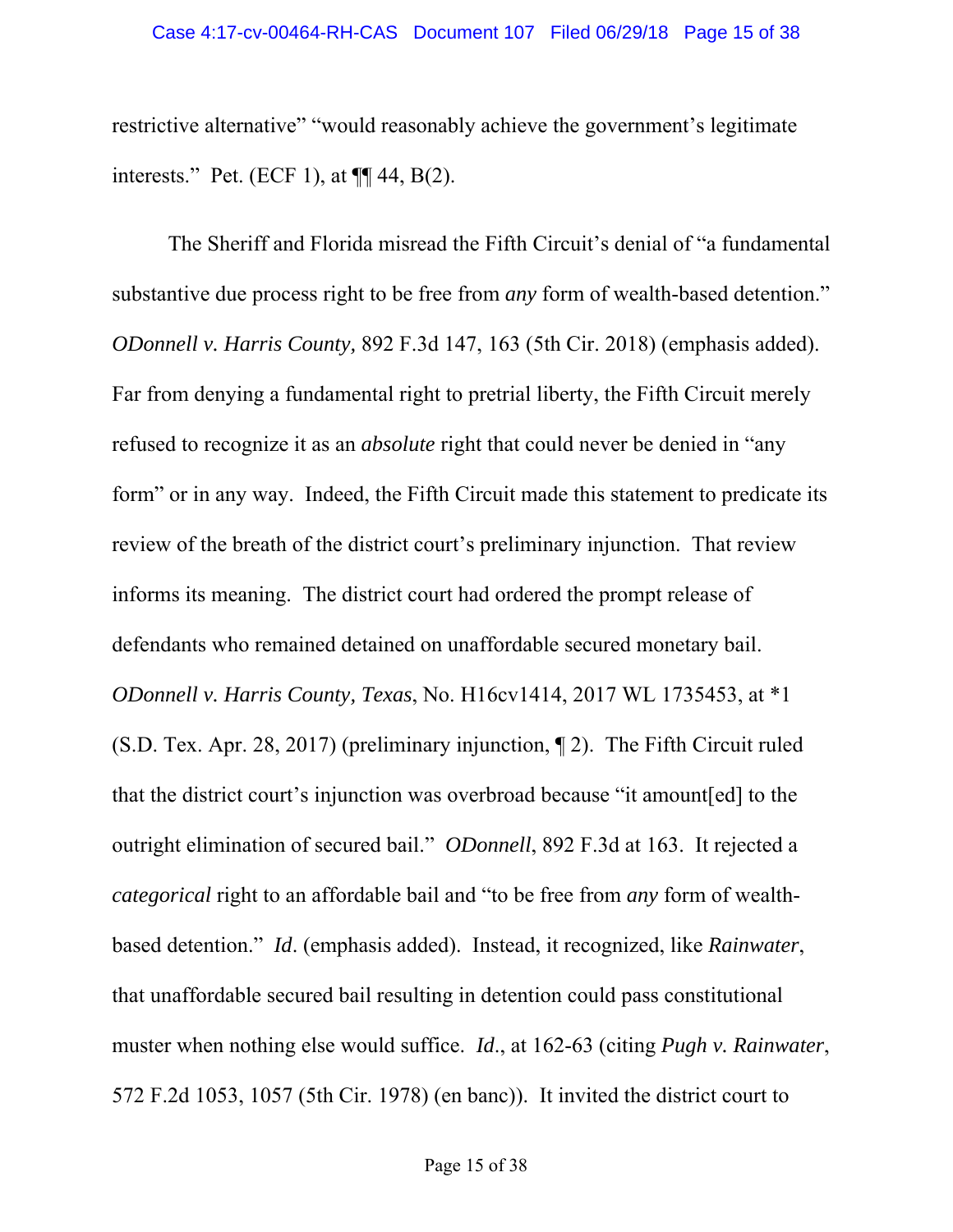restrictive alternative" "would reasonably achieve the government's legitimate interests." Pet. (ECF 1), at ¶¶ 44, B(2).

The Sheriff and Florida misread the Fifth Circuit's denial of "a fundamental substantive due process right to be free from *any* form of wealth-based detention." *ODonnell v. Harris County,* 892 F.3d 147, 163 (5th Cir. 2018) (emphasis added). Far from denying a fundamental right to pretrial liberty, the Fifth Circuit merely refused to recognize it as an *absolute* right that could never be denied in "any form" or in any way. Indeed, the Fifth Circuit made this statement to predicate its review of the breath of the district court's preliminary injunction. That review informs its meaning. The district court had ordered the prompt release of defendants who remained detained on unaffordable secured monetary bail. *ODonnell v. Harris County, Texas*, No. H16cv1414, 2017 WL 1735453, at *1 (S.D. Tex. Apr. 28, 2017) (preliminary injunction, ¶ 2). The Fifth Circuit ruled that the district court's injunction was overbroad because "it amount[ed] to the outright elimination of secured bail." *ODonnell*, 892 F.3d at 163. It rejected a *categorical* right to an affordable bail and "to be free from *any* form of wealth-based detention." *Id*. (emphasis added). Instead, it recognized, like *Rainwater*, that unaffordable secured bail resulting in detention could pass constitutional muster when nothing else would suffice. *Id*., at 162-63 (citing *Pugh v. Rainwater*, 572 F.2d 1053, 1057 (5th Cir. 1978) (en banc)). It invited the district court to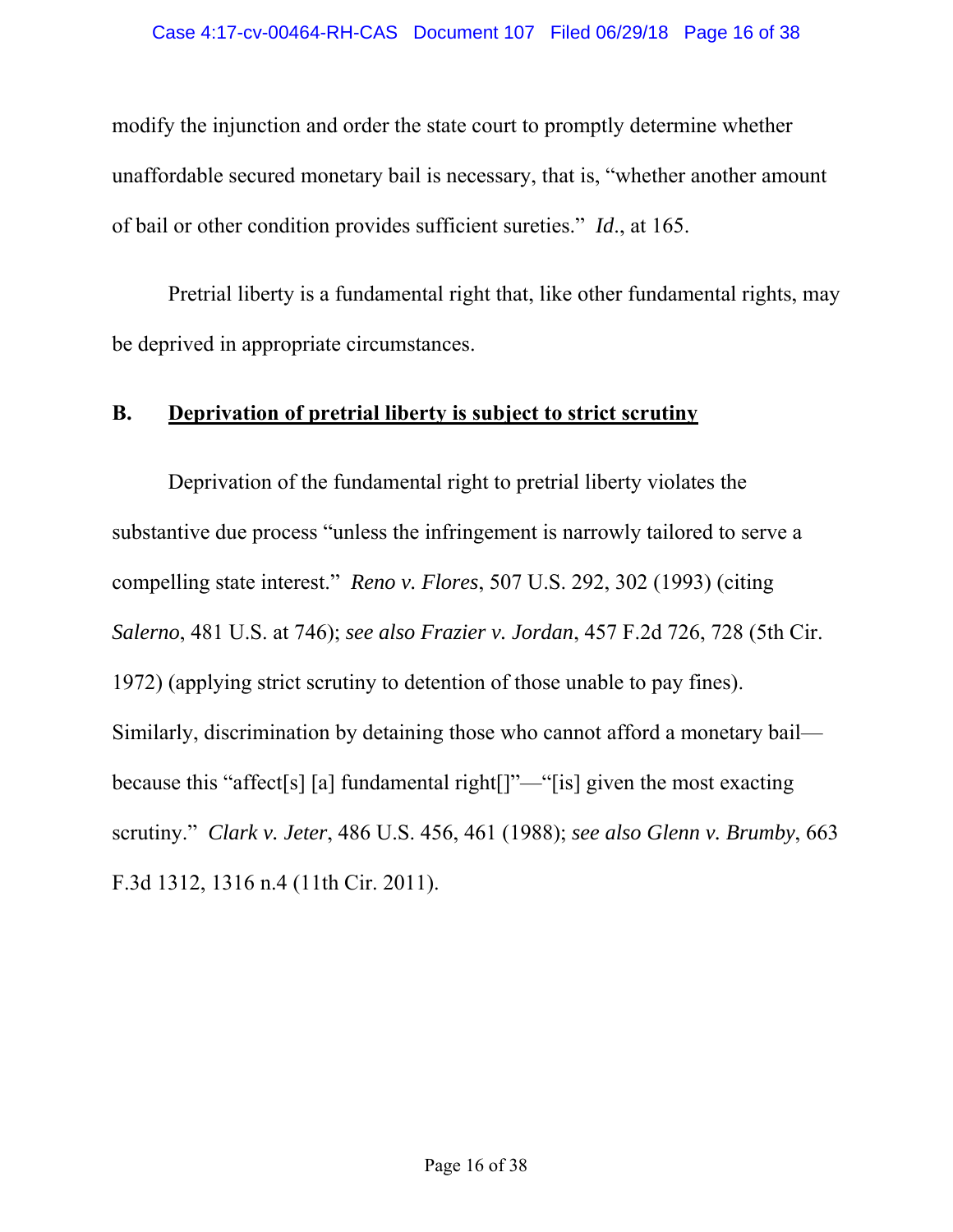modify the injunction and order the state court to promptly determine whether unaffordable secured monetary bail is necessary, that is, "whether another amount of bail or other condition provides sufficient sureties." *Id*., at 165.

Pretrial liberty is a fundamental right that, like other fundamental rights, may be deprived in appropriate circumstances.

## B. Deprivation of pretrial liberty is subject to strict scrutiny

Deprivation of the fundamental right to pretrial liberty violates the substantive due process "unless the infringement is narrowly tailored to serve a compelling state interest." *Reno v. Flores*, 507 U.S. 292, 302 (1993) (citing *Salerno*, 481 U.S. at 746); *see also Frazier v. Jordan*, 457 F.2d 726, 728 (5th Cir. 1972) (applying strict scrutiny to detention of those unable to pay fines). Similarly, discrimination by detaining those who cannot afford a monetary bail—because this "affect[s] [a] fundamental right[]"—"[is] given the most exacting scrutiny." *Clark v. Jeter*, 486 U.S. 456, 461 (1988); *see also Glenn v. Brumby*, 663 F.3d 1312, 1316 n.4 (11th Cir. 2011).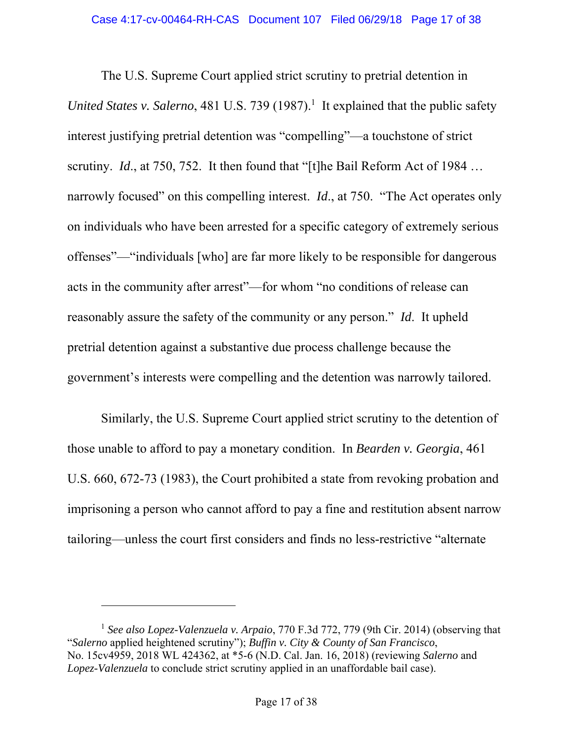The U.S. Supreme Court applied strict scrutiny to pretrial detention in *United States v. Salerno*, 481 U.S. 739 (1987).[1] It explained that the public safety interest justifying pretrial detention was "compelling"—a touchstone of strict scrutiny. *Id*., at 750, 752. It then found that "[t]he Bail Reform Act of 1984 … narrowly focused" on this compelling interest. *Id*., at 750. "The Act operates only on individuals who have been arrested for a specific category of extremely serious offenses"—"individuals [who] are far more likely to be responsible for dangerous acts in the community after arrest"—for whom "no conditions of release can reasonably assure the safety of the community or any person." *Id*. It upheld pretrial detention against a substantive due process challenge because the government's interests were compelling and the detention was narrowly tailored.

Similarly, the U.S. Supreme Court applied strict scrutiny to the detention of those unable to afford to pay a monetary condition. In *Bearden v. Georgia*, 461 U.S. 660, 672-73 (1983), the Court prohibited a state from revoking probation and imprisoning a person who cannot afford to pay a fine and restitution absent narrow tailoring—unless the court first considers and finds no less-restrictive "alternate

---

[1] *See also Lopez-Valenzuela v. Arpaio*, 770 F.3d 772, 779 (9th Cir. 2014) (observing that "*Salerno* applied heightened scrutiny"); *Buffin v. City & County of San Francisco*, No. 15cv4959, 2018 WL 424362, at *5-6 (N.D. Cal. Jan. 16, 2018) (reviewing *Salerno* and *Lopez-Valenzuela* to conclude strict scrutiny applied in an unaffordable bail case).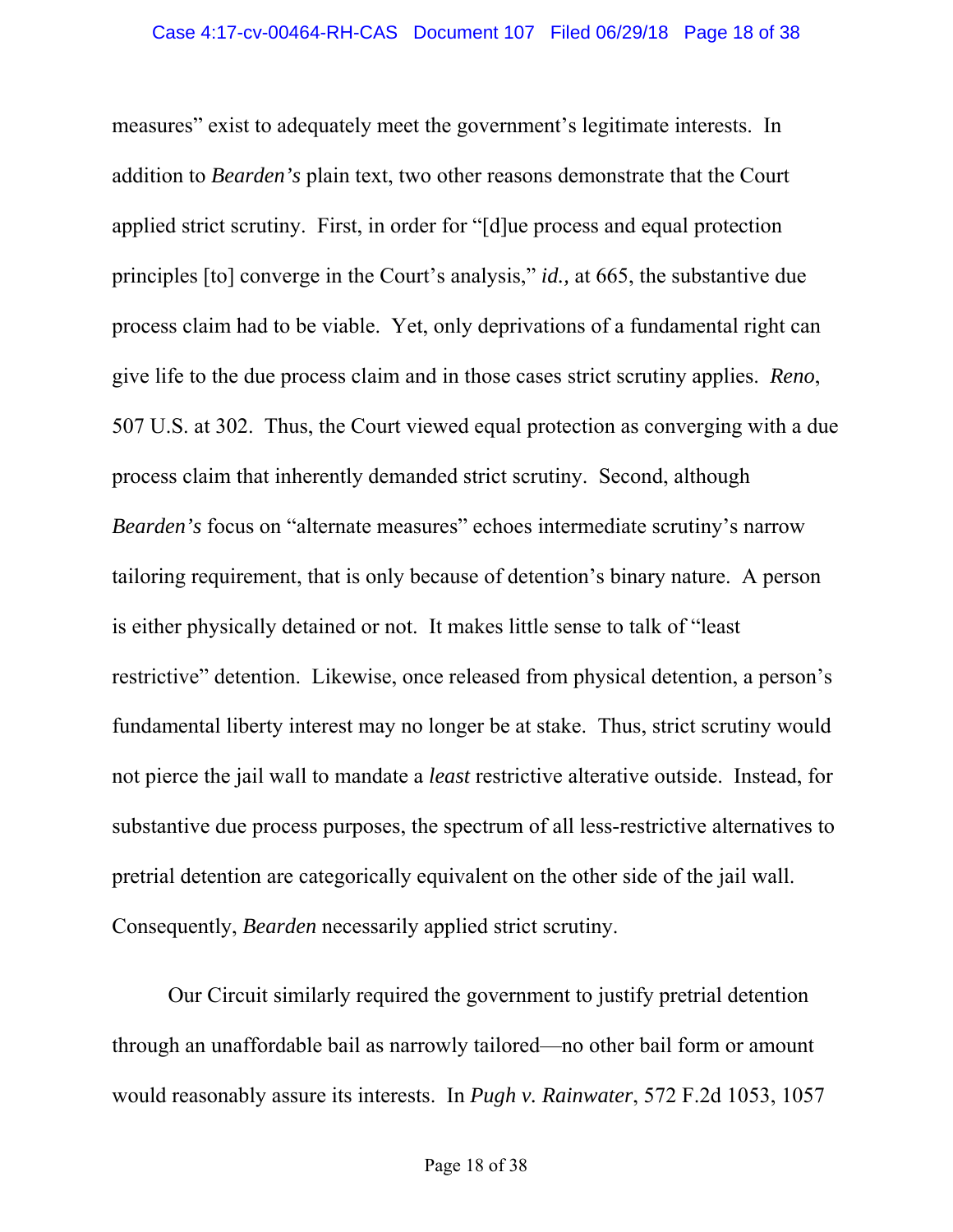measures" exist to adequately meet the government's legitimate interests. In addition to *Bearden's* plain text, two other reasons demonstrate that the Court applied strict scrutiny. First, in order for "[d]ue process and equal protection principles [to] converge in the Court's analysis," *id.,* at 665, the substantive due process claim had to be viable. Yet, only deprivations of a fundamental right can give life to the due process claim and in those cases strict scrutiny applies. *Reno*, 507 U.S. at 302. Thus, the Court viewed equal protection as converging with a due process claim that inherently demanded strict scrutiny. Second, although *Bearden's* focus on "alternate measures" echoes intermediate scrutiny's narrow tailoring requirement, that is only because of detention's binary nature. A person is either physically detained or not. It makes little sense to talk of "least restrictive" detention. Likewise, once released from physical detention, a person's fundamental liberty interest may no longer be at stake. Thus, strict scrutiny would not pierce the jail wall to mandate a *least* restrictive alterative outside. Instead, for substantive due process purposes, the spectrum of all less-restrictive alternatives to pretrial detention are categorically equivalent on the other side of the jail wall. Consequently, *Bearden* necessarily applied strict scrutiny.

Our Circuit similarly required the government to justify pretrial detention through an unaffordable bail as narrowly tailored—no other bail form or amount would reasonably assure its interests. In *Pugh v. Rainwater*, 572 F.2d 1053, 1057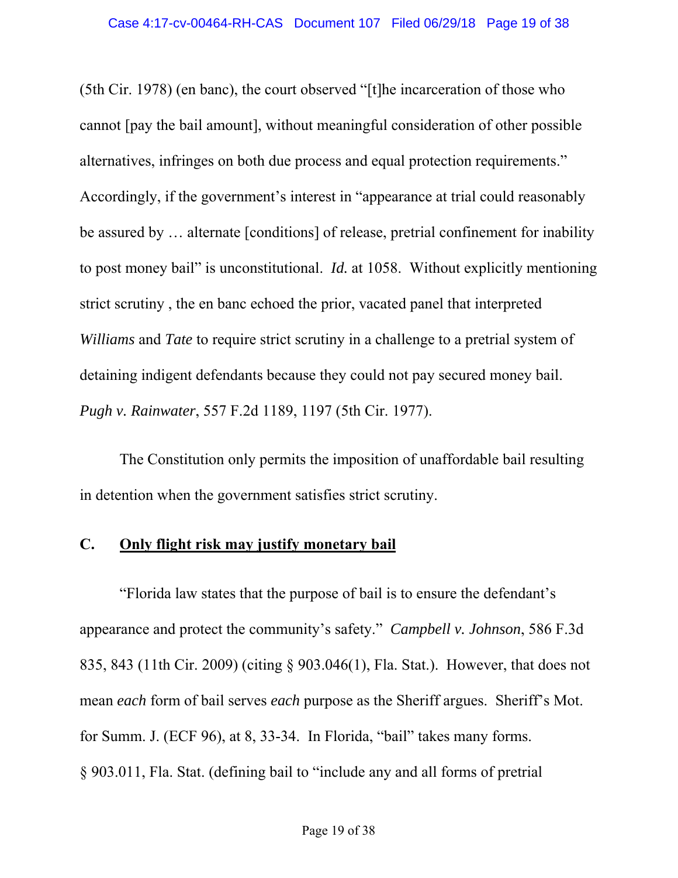(5th Cir. 1978) (en banc), the court observed "[t]he incarceration of those who cannot [pay the bail amount], without meaningful consideration of other possible alternatives, infringes on both due process and equal protection requirements." Accordingly, if the government's interest in "appearance at trial could reasonably be assured by … alternate [conditions] of release, pretrial confinement for inability to post money bail" is unconstitutional. *Id.* at 1058. Without explicitly mentioning strict scrutiny , the en banc echoed the prior, vacated panel that interpreted *Williams* and *Tate* to require strict scrutiny in a challenge to a pretrial system of detaining indigent defendants because they could not pay secured money bail. *Pugh v. Rainwater*, 557 F.2d 1189, 1197 (5th Cir. 1977).

The Constitution only permits the imposition of unaffordable bail resulting in detention when the government satisfies strict scrutiny.

### C. <u>Only flight risk may justify monetary bail</u>

"Florida law states that the purpose of bail is to ensure the defendant's appearance and protect the community's safety." *Campbell v. Johnson*, 586 F.3d 835, 843 (11th Cir. 2009) (citing § 903.046(1), Fla. Stat.). However, that does not mean *each* form of bail serves *each* purpose as the Sheriff argues. Sheriff's Mot. for Summ. J. (ECF 96), at 8, 33-34. In Florida, "bail" takes many forms. § 903.011, Fla. Stat. (defining bail to "include any and all forms of pretrial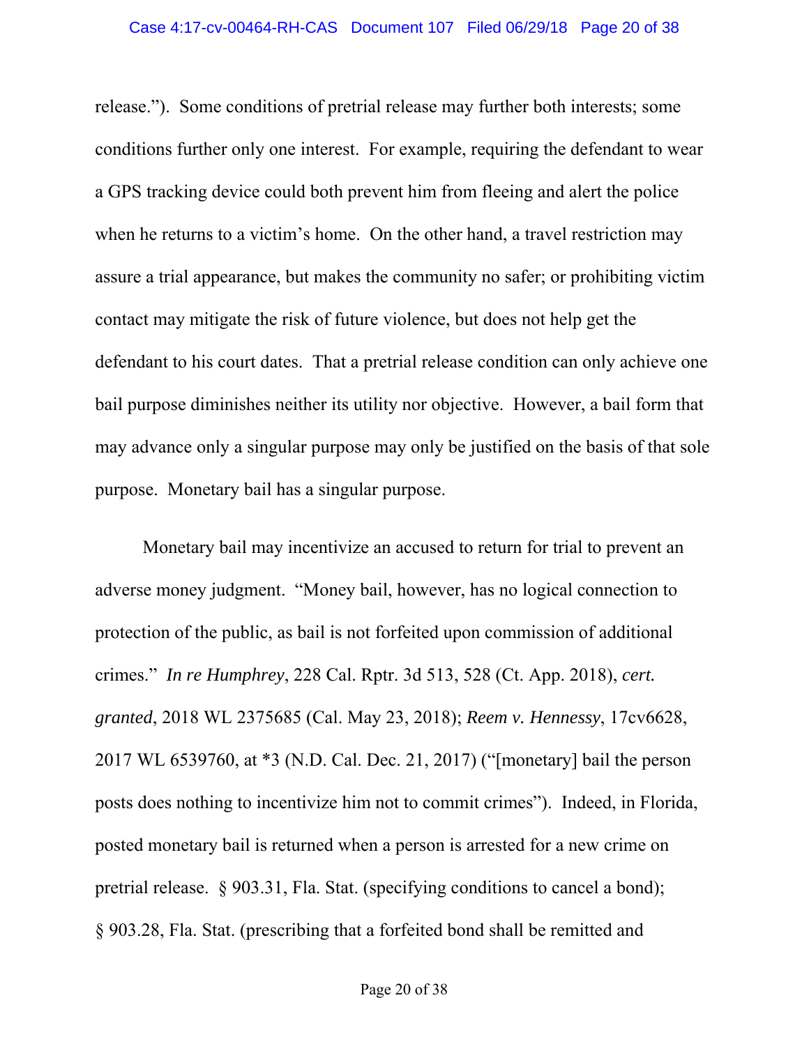release."). Some conditions of pretrial release may further both interests; some conditions further only one interest. For example, requiring the defendant to wear a GPS tracking device could both prevent him from fleeing and alert the police when he returns to a victim's home. On the other hand, a travel restriction may assure a trial appearance, but makes the community no safer; or prohibiting victim contact may mitigate the risk of future violence, but does not help get the defendant to his court dates. That a pretrial release condition can only achieve one bail purpose diminishes neither its utility nor objective. However, a bail form that may advance only a singular purpose may only be justified on the basis of that sole purpose. Monetary bail has a singular purpose.

Monetary bail may incentivize an accused to return for trial to prevent an adverse money judgment. "Money bail, however, has no logical connection to protection of the public, as bail is not forfeited upon commission of additional crimes." *In re Humphrey*, 228 Cal. Rptr. 3d 513, 528 (Ct. App. 2018), *cert. granted*, 2018 WL 2375685 (Cal. May 23, 2018); *Reem v. Hennessy*, 17cv6628, 2017 WL 6539760, at *3 (N.D. Cal. Dec. 21, 2017) ("[monetary] bail the person posts does nothing to incentivize him not to commit crimes"). Indeed, in Florida, posted monetary bail is returned when a person is arrested for a new crime on pretrial release. § 903.31, Fla. Stat. (specifying conditions to cancel a bond); § 903.28, Fla. Stat. (prescribing that a forfeited bond shall be remitted and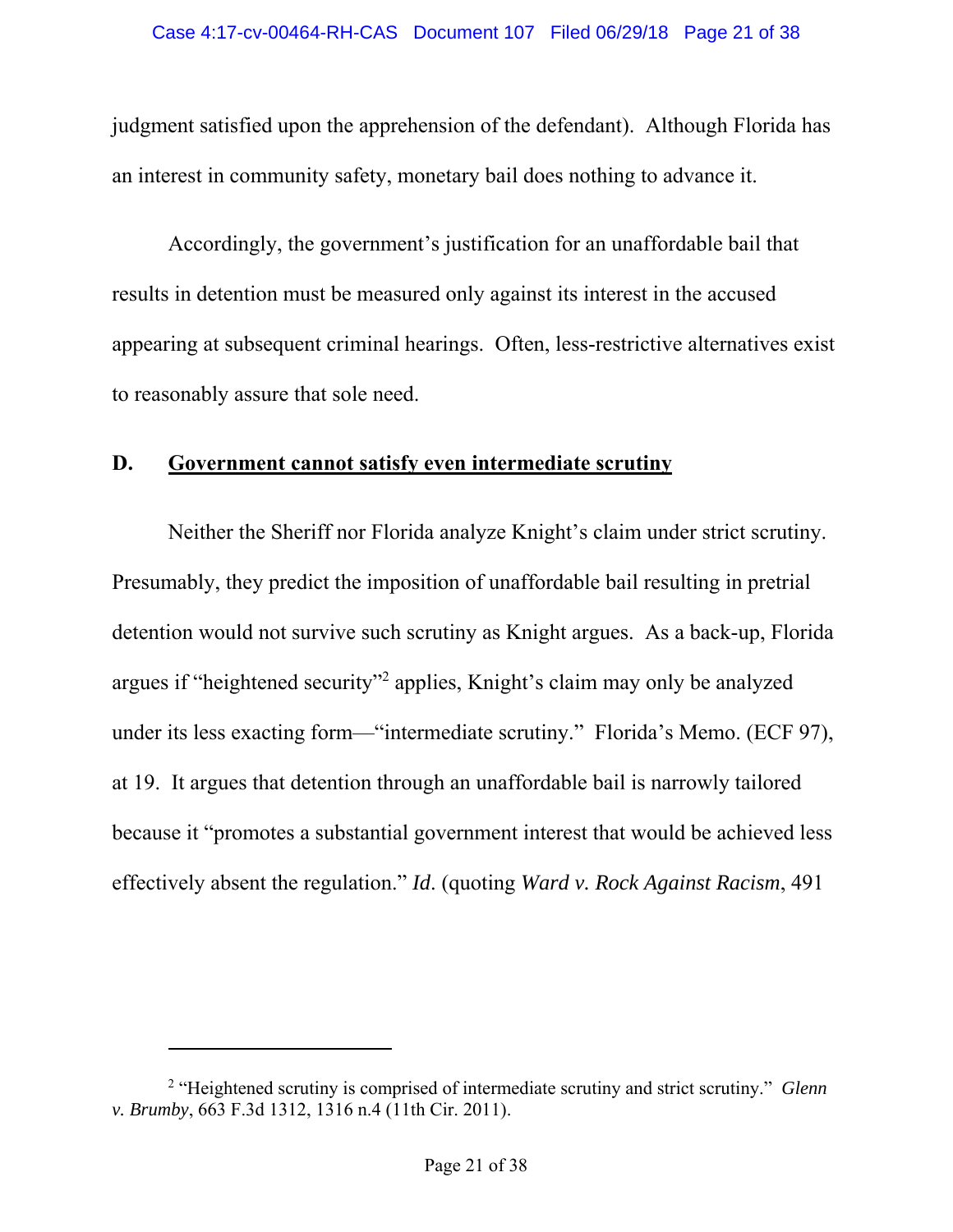judgment satisfied upon the apprehension of the defendant). Although Florida has an interest in community safety, monetary bail does nothing to advance it.

Accordingly, the government's justification for an unaffordable bail that results in detention must be measured only against its interest in the accused appearing at subsequent criminal hearings. Often, less-restrictive alternatives exist to reasonably assure that sole need.

## D. Government cannot satisfy even intermediate scrutiny

Neither the Sheriff nor Florida analyze Knight's claim under strict scrutiny. Presumably, they predict the imposition of unaffordable bail resulting in pretrial detention would not survive such scrutiny as Knight argues. As a back-up, Florida argues if "heightened security"[2] applies, Knight's claim may only be analyzed under its less exacting form—"intermediate scrutiny." Florida's Memo. (ECF 97), at 19. It argues that detention through an unaffordable bail is narrowly tailored because it "promotes a substantial government interest that would be achieved less effectively absent the regulation." *Id*. (quoting *Ward v. Rock Against Racism*, 491

---

[2] "Heightened scrutiny is comprised of intermediate scrutiny and strict scrutiny." *Glenn v. Brumby*, 663 F.3d 1312, 1316 n.4 (11th Cir. 2011).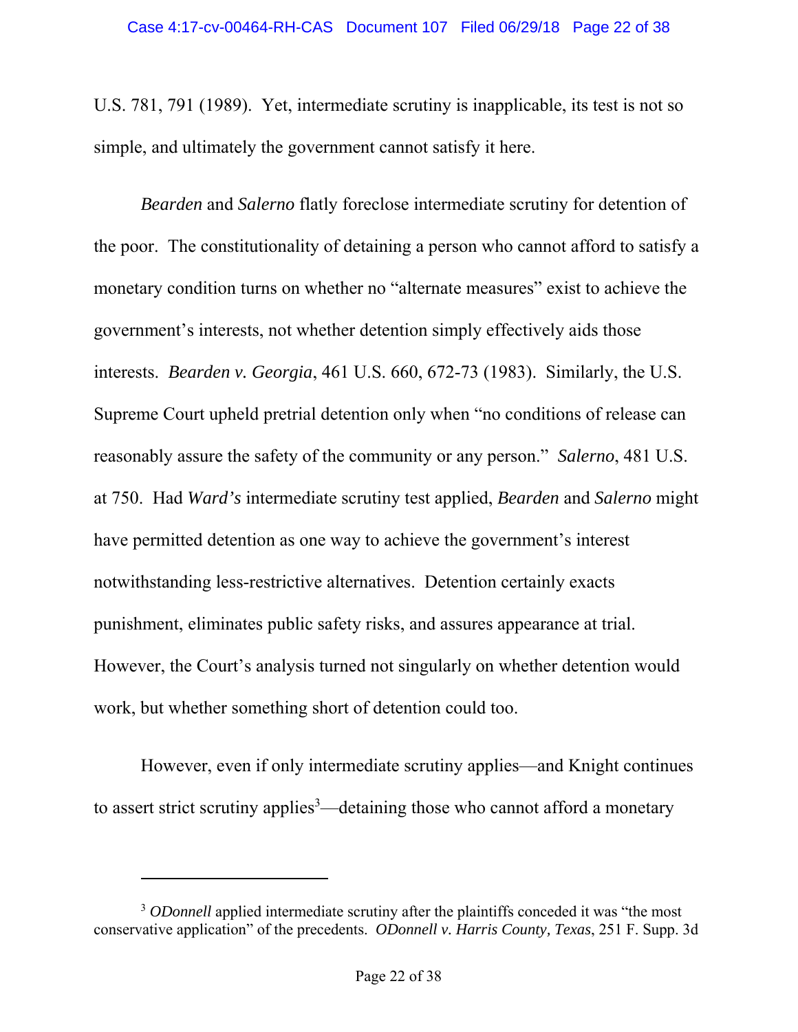U.S. 781, 791 (1989). Yet, intermediate scrutiny is inapplicable, its test is not so simple, and ultimately the government cannot satisfy it here.

*Bearden* and *Salerno* flatly foreclose intermediate scrutiny for detention of the poor. The constitutionality of detaining a person who cannot afford to satisfy a monetary condition turns on whether no "alternate measures" exist to achieve the government's interests, not whether detention simply effectively aids those interests. *Bearden v. Georgia*, 461 U.S. 660, 672-73 (1983). Similarly, the U.S. Supreme Court upheld pretrial detention only when "no conditions of release can reasonably assure the safety of the community or any person." *Salerno*, 481 U.S. at 750. Had *Ward's* intermediate scrutiny test applied, *Bearden* and *Salerno* might have permitted detention as one way to achieve the government's interest notwithstanding less-restrictive alternatives. Detention certainly exacts punishment, eliminates public safety risks, and assures appearance at trial. However, the Court's analysis turned not singularly on whether detention would work, but whether something short of detention could too.

However, even if only intermediate scrutiny applies—and Knight continues to assert strict scrutiny applies[3]—detaining those who cannot afford a monetary

---

[3] *ODonnell* applied intermediate scrutiny after the plaintiffs conceded it was "the most conservative application" of the precedents. *ODonnell v. Harris County, Texas*, 251 F. Supp. 3d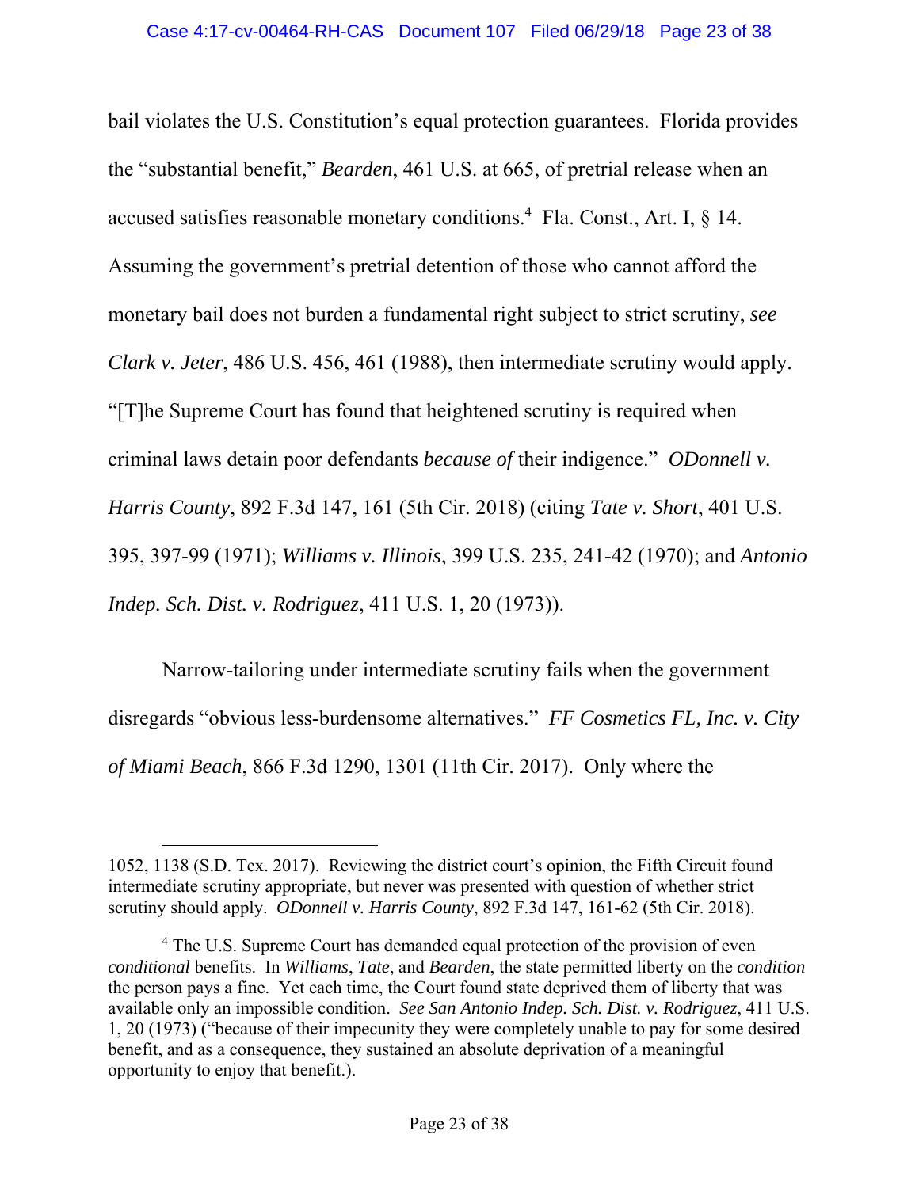bail violates the U.S. Constitution's equal protection guarantees. Florida provides the "substantial benefit," *Bearden*, 461 U.S. at 665, of pretrial release when an accused satisfies reasonable monetary conditions.[4] Fla. Const., Art. I, § 14. Assuming the government's pretrial detention of those who cannot afford the monetary bail does not burden a fundamental right subject to strict scrutiny, *see Clark v. Jeter*, 486 U.S. 456, 461 (1988), then intermediate scrutiny would apply. "[T]he Supreme Court has found that heightened scrutiny is required when criminal laws detain poor defendants *because of* their indigence." *ODonnell v. Harris County*, 892 F.3d 147, 161 (5th Cir. 2018) (citing *Tate v. Short*, 401 U.S. 395, 397-99 (1971); *Williams v. Illinois*, 399 U.S. 235, 241-42 (1970); and *Antonio Indep. Sch. Dist. v. Rodriguez*, 411 U.S. 1, 20 (1973)).

Narrow-tailoring under intermediate scrutiny fails when the government disregards "obvious less-burdensome alternatives." *FF Cosmetics FL, Inc. v. City of Miami Beach*, 866 F.3d 1290, 1301 (11th Cir. 2017). Only where the

---

1052, 1138 (S.D. Tex. 2017). Reviewing the district court's opinion, the Fifth Circuit found intermediate scrutiny appropriate, but never was presented with question of whether strict scrutiny should apply. *ODonnell v. Harris County*, 892 F.3d 147, 161-62 (5th Cir. 2018).

[4] The U.S. Supreme Court has demanded equal protection of the provision of even *conditional* benefits. In *Williams*, *Tate*, and *Bearden*, the state permitted liberty on the *condition* the person pays a fine. Yet each time, the Court found state deprived them of liberty that was available only an impossible condition. *See San Antonio Indep. Sch. Dist. v. Rodriguez*, 411 U.S. 1, 20 (1973) ("because of their impecunity they were completely unable to pay for some desired benefit, and as a consequence, they sustained an absolute deprivation of a meaningful opportunity to enjoy that benefit.).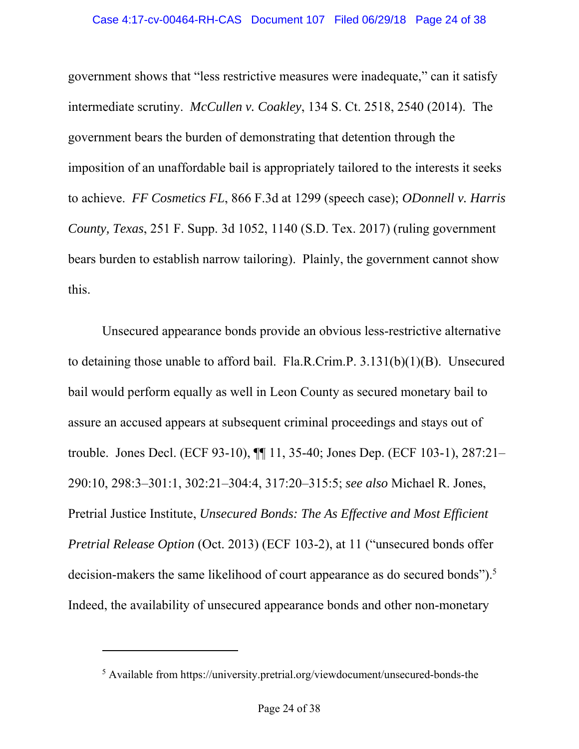government shows that "less restrictive measures were inadequate," can it satisfy intermediate scrutiny. *McCullen v. Coakley*, 134 S. Ct. 2518, 2540 (2014). The government bears the burden of demonstrating that detention through the imposition of an unaffordable bail is appropriately tailored to the interests it seeks to achieve. *FF Cosmetics FL*, 866 F.3d at 1299 (speech case); *ODonnell v. Harris County, Texas*, 251 F. Supp. 3d 1052, 1140 (S.D. Tex. 2017) (ruling government bears burden to establish narrow tailoring). Plainly, the government cannot show this.

Unsecured appearance bonds provide an obvious less-restrictive alternative to detaining those unable to afford bail. Fla.R.Crim.P. 3.131(b)(1)(B). Unsecured bail would perform equally as well in Leon County as secured monetary bail to assure an accused appears at subsequent criminal proceedings and stays out of trouble. Jones Decl. (ECF 93-10), ¶¶ 11, 35-40; Jones Dep. (ECF 103-1), 287:21–290:10, 298:3–301:1, 302:21–304:4, 317:20–315:5; *see also* Michael R. Jones, Pretrial Justice Institute, *Unsecured Bonds: The As Effective and Most Efficient Pretrial Release Option* (Oct. 2013) (ECF 103-2), at 11 ("unsecured bonds offer decision-makers the same likelihood of court appearance as do secured bonds").[5] Indeed, the availability of unsecured appearance bonds and other non-monetary

[5] Available from https://university.pretrial.org/viewdocument/unsecured-bonds-the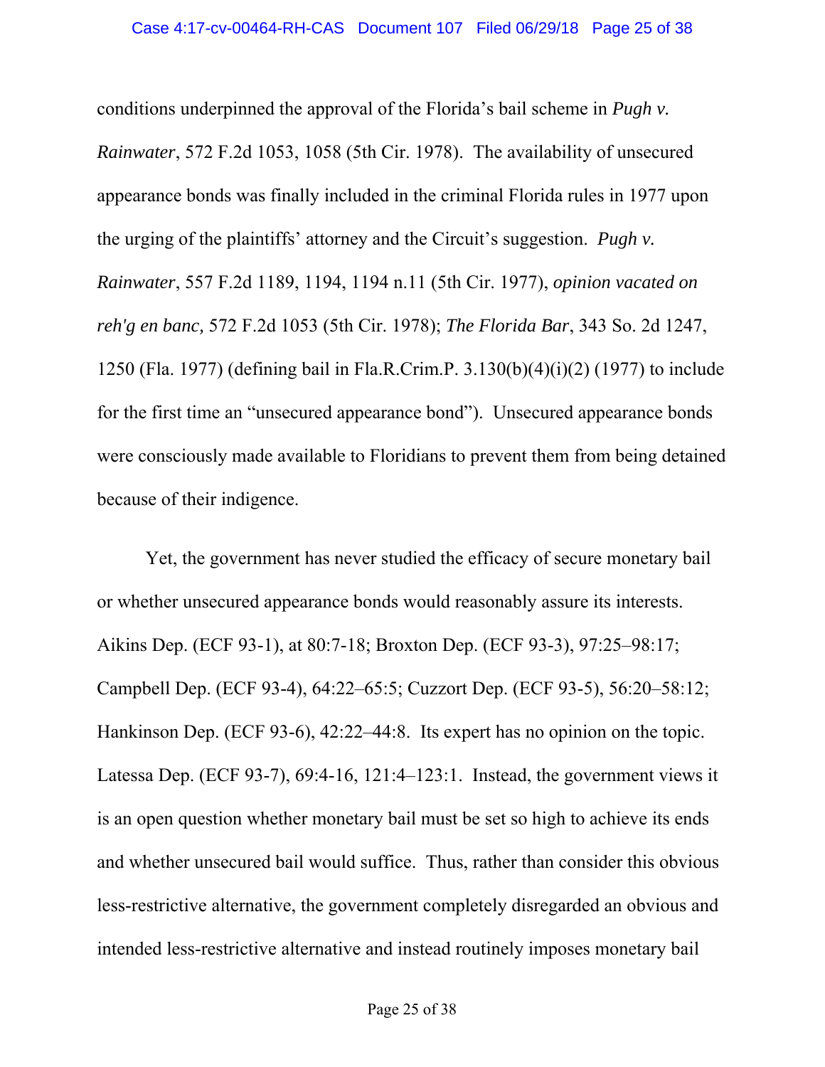conditions underpinned the approval of the Florida's bail scheme in *Pugh v. Rainwater*, 572 F.2d 1053, 1058 (5th Cir. 1978). The availability of unsecured appearance bonds was finally included in the criminal Florida rules in 1977 upon the urging of the plaintiffs' attorney and the Circuit's suggestion. *Pugh v. Rainwater*, 557 F.2d 1189, 1194, 1194 n.11 (5th Cir. 1977), *opinion vacated on reh'g en banc,* 572 F.2d 1053 (5th Cir. 1978); *The Florida Bar*, 343 So. 2d 1247, 1250 (Fla. 1977) (defining bail in Fla.R.Crim.P. 3.130(b)(4)(i)(2) (1977) to include for the first time an "unsecured appearance bond"). Unsecured appearance bonds were consciously made available to Floridians to prevent them from being detained because of their indigence.

Yet, the government has never studied the efficacy of secure monetary bail or whether unsecured appearance bonds would reasonably assure its interests. Aikins Dep. (ECF 93-1), at 80:7-18; Broxton Dep. (ECF 93-3), 97:25–98:17; Campbell Dep. (ECF 93-4), 64:22–65:5; Cuzzort Dep. (ECF 93-5), 56:20–58:12; Hankinson Dep. (ECF 93-6), 42:22–44:8. Its expert has no opinion on the topic. Latessa Dep. (ECF 93-7), 69:4-16, 121:4–123:1. Instead, the government views it is an open question whether monetary bail must be set so high to achieve its ends and whether unsecured bail would suffice. Thus, rather than consider this obvious less-restrictive alternative, the government completely disregarded an obvious and intended less-restrictive alternative and instead routinely imposes monetary bail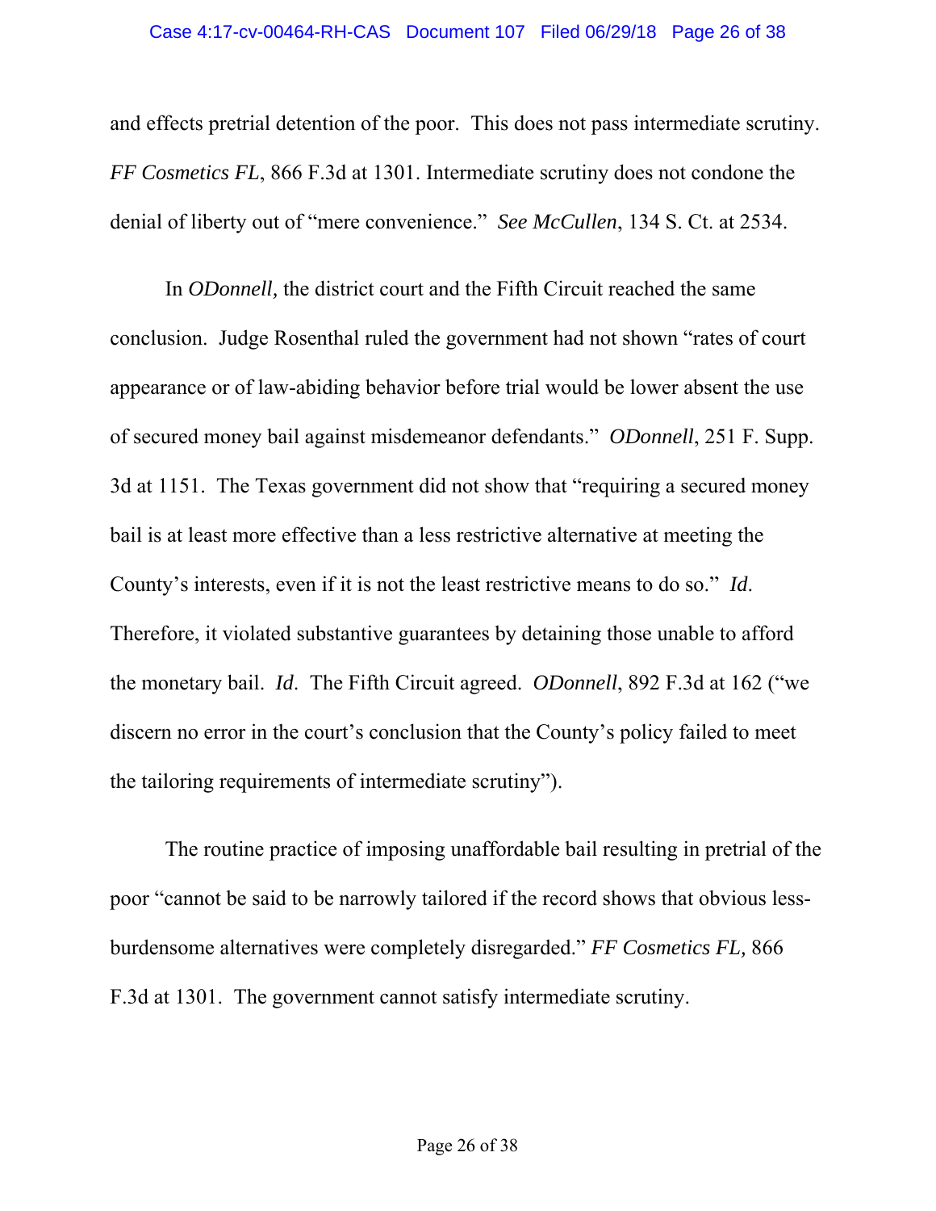and effects pretrial detention of the poor. This does not pass intermediate scrutiny. *FF Cosmetics FL*, 866 F.3d at 1301. Intermediate scrutiny does not condone the denial of liberty out of "mere convenience." *See McCullen*, 134 S. Ct. at 2534.

In *ODonnell,* the district court and the Fifth Circuit reached the same conclusion. Judge Rosenthal ruled the government had not shown "rates of court appearance or of law-abiding behavior before trial would be lower absent the use of secured money bail against misdemeanor defendants." *ODonnell*, 251 F. Supp. 3d at 1151. The Texas government did not show that "requiring a secured money bail is at least more effective than a less restrictive alternative at meeting the County's interests, even if it is not the least restrictive means to do so." *Id*. Therefore, it violated substantive guarantees by detaining those unable to afford the monetary bail. *Id*. The Fifth Circuit agreed. *ODonnell*, 892 F.3d at 162 ("we discern no error in the court's conclusion that the County's policy failed to meet the tailoring requirements of intermediate scrutiny").

The routine practice of imposing unaffordable bail resulting in pretrial of the poor "cannot be said to be narrowly tailored if the record shows that obvious less-burdensome alternatives were completely disregarded." *FF Cosmetics FL,* 866 F.3d at 1301. The government cannot satisfy intermediate scrutiny.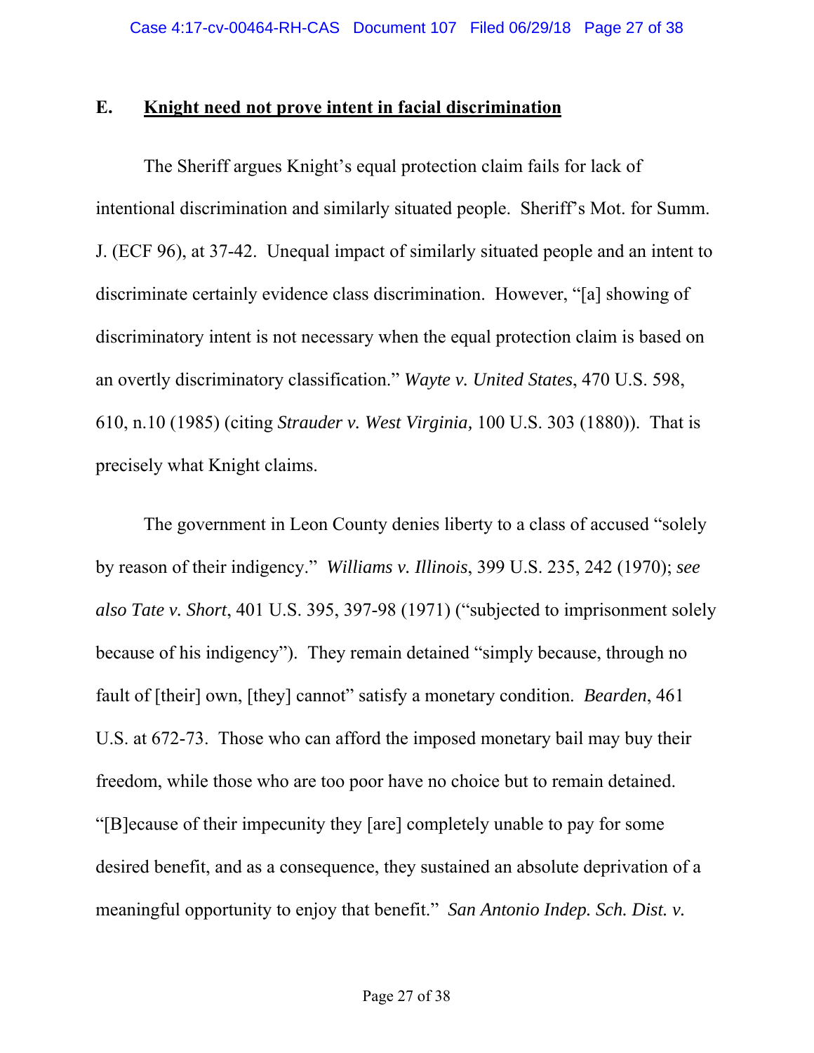### E. **<u>Knight need not prove intent in facial discrimination</u>**

The Sheriff argues Knight's equal protection claim fails for lack of intentional discrimination and similarly situated people. Sheriff's Mot. for Summ. J. (ECF 96), at 37-42. Unequal impact of similarly situated people and an intent to discriminate certainly evidence class discrimination. However, "[a] showing of discriminatory intent is not necessary when the equal protection claim is based on an overtly discriminatory classification." *Wayte v. United States*, 470 U.S. 598, 610, n.10 (1985) (citing *Strauder v. West Virginia,* 100 U.S. 303 (1880)). That is precisely what Knight claims.

The government in Leon County denies liberty to a class of accused "solely by reason of their indigency." *Williams v. Illinois*, 399 U.S. 235, 242 (1970); *see also Tate v. Short*, 401 U.S. 395, 397-98 (1971) ("subjected to imprisonment solely because of his indigency"). They remain detained "simply because, through no fault of [their] own, [they] cannot" satisfy a monetary condition. *Bearden*, 461 U.S. at 672-73. Those who can afford the imposed monetary bail may buy their freedom, while those who are too poor have no choice but to remain detained. "[B]ecause of their impecunity they [are] completely unable to pay for some desired benefit, and as a consequence, they sustained an absolute deprivation of a meaningful opportunity to enjoy that benefit." *San Antonio Indep. Sch. Dist. v.*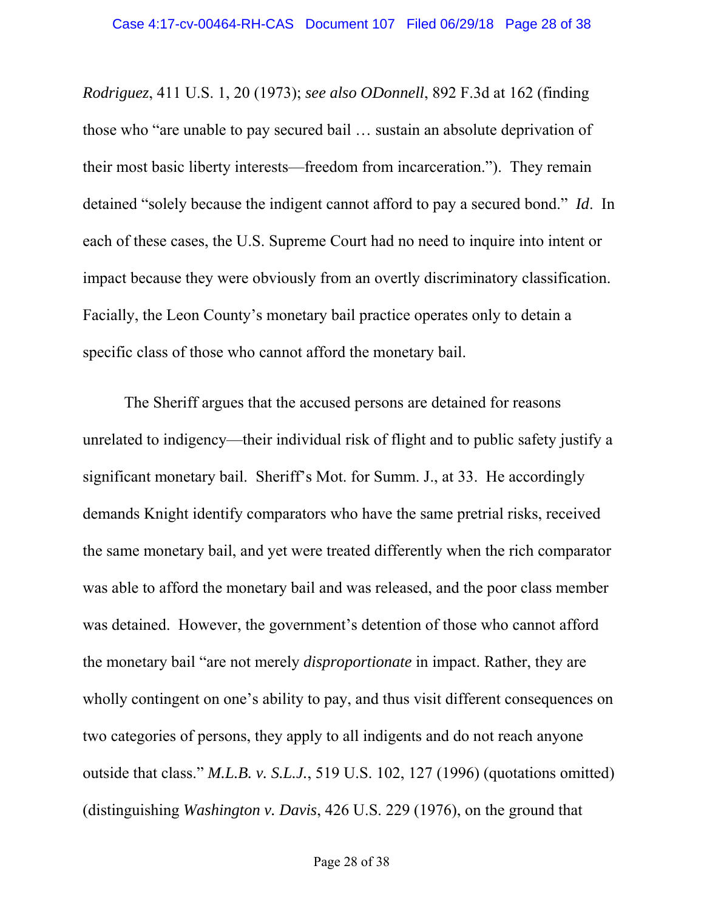*Rodriguez*, 411 U.S. 1, 20 (1973); *see also ODonnell*, 892 F.3d at 162 (finding those who "are unable to pay secured bail … sustain an absolute deprivation of their most basic liberty interests—freedom from incarceration."). They remain detained "solely because the indigent cannot afford to pay a secured bond." *Id*. In each of these cases, the U.S. Supreme Court had no need to inquire into intent or impact because they were obviously from an overtly discriminatory classification. Facially, the Leon County's monetary bail practice operates only to detain a specific class of those who cannot afford the monetary bail.

The Sheriff argues that the accused persons are detained for reasons unrelated to indigency—their individual risk of flight and to public safety justify a significant monetary bail. Sheriff's Mot. for Summ. J., at 33. He accordingly demands Knight identify comparators who have the same pretrial risks, received the same monetary bail, and yet were treated differently when the rich comparator was able to afford the monetary bail and was released, and the poor class member was detained. However, the government's detention of those who cannot afford the monetary bail "are not merely *disproportionate* in impact. Rather, they are wholly contingent on one's ability to pay, and thus visit different consequences on two categories of persons, they apply to all indigents and do not reach anyone outside that class." *M.L.B. v. S.L.J.*, 519 U.S. 102, 127 (1996) (quotations omitted) (distinguishing *Washington v. Davis*, 426 U.S. 229 (1976), on the ground that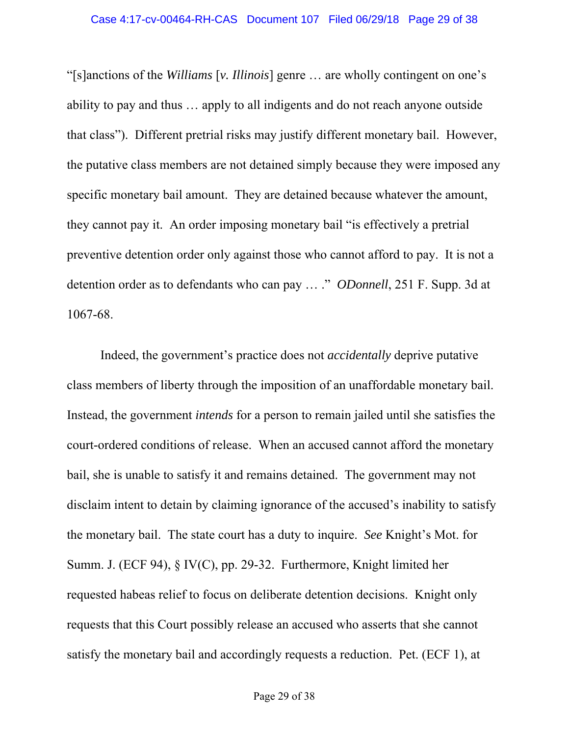"[s]anctions of the *Williams* [*v. Illinois*] genre … are wholly contingent on one's ability to pay and thus … apply to all indigents and do not reach anyone outside that class"). Different pretrial risks may justify different monetary bail. However, the putative class members are not detained simply because they were imposed any specific monetary bail amount. They are detained because whatever the amount, they cannot pay it. An order imposing monetary bail "is effectively a pretrial preventive detention order only against those who cannot afford to pay. It is not a detention order as to defendants who can pay … ." *ODonnell*, 251 F. Supp. 3d at 1067-68.

Indeed, the government's practice does not *accidentally* deprive putative class members of liberty through the imposition of an unaffordable monetary bail. Instead, the government *intends* for a person to remain jailed until she satisfies the court-ordered conditions of release. When an accused cannot afford the monetary bail, she is unable to satisfy it and remains detained. The government may not disclaim intent to detain by claiming ignorance of the accused's inability to satisfy the monetary bail. The state court has a duty to inquire. *See* Knight's Mot. for Summ. J. (ECF 94), § IV(C), pp. 29-32. Furthermore, Knight limited her requested habeas relief to focus on deliberate detention decisions. Knight only requests that this Court possibly release an accused who asserts that she cannot satisfy the monetary bail and accordingly requests a reduction. Pet. (ECF 1), at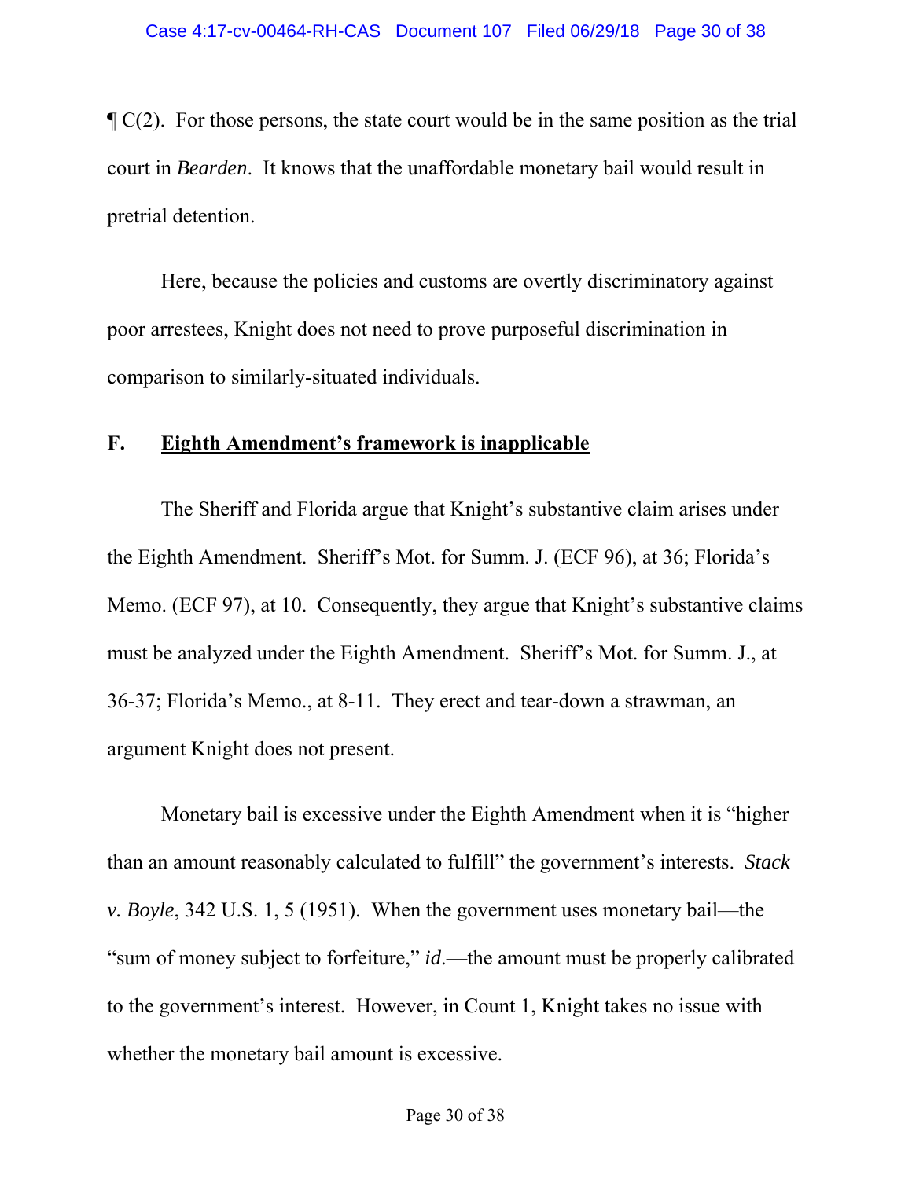¶ C(2). For those persons, the state court would be in the same position as the trial court in *Bearden*. It knows that the unaffordable monetary bail would result in pretrial detention.

Here, because the policies and customs are overtly discriminatory against poor arrestees, Knight does not need to prove purposeful discrimination in comparison to similarly-situated individuals.

### F. <u>Eighth Amendment's framework is inapplicable</u>

The Sheriff and Florida argue that Knight's substantive claim arises under the Eighth Amendment. Sheriff's Mot. for Summ. J. (ECF 96), at 36; Florida's Memo. (ECF 97), at 10. Consequently, they argue that Knight's substantive claims must be analyzed under the Eighth Amendment. Sheriff's Mot. for Summ. J., at 36-37; Florida's Memo., at 8-11. They erect and tear-down a strawman, an argument Knight does not present.

Monetary bail is excessive under the Eighth Amendment when it is "higher than an amount reasonably calculated to fulfill" the government's interests. *Stack v. Boyle*, 342 U.S. 1, 5 (1951). When the government uses monetary bail—the "sum of money subject to forfeiture," *id*.—the amount must be properly calibrated to the government's interest. However, in Count 1, Knight takes no issue with whether the monetary bail amount is excessive.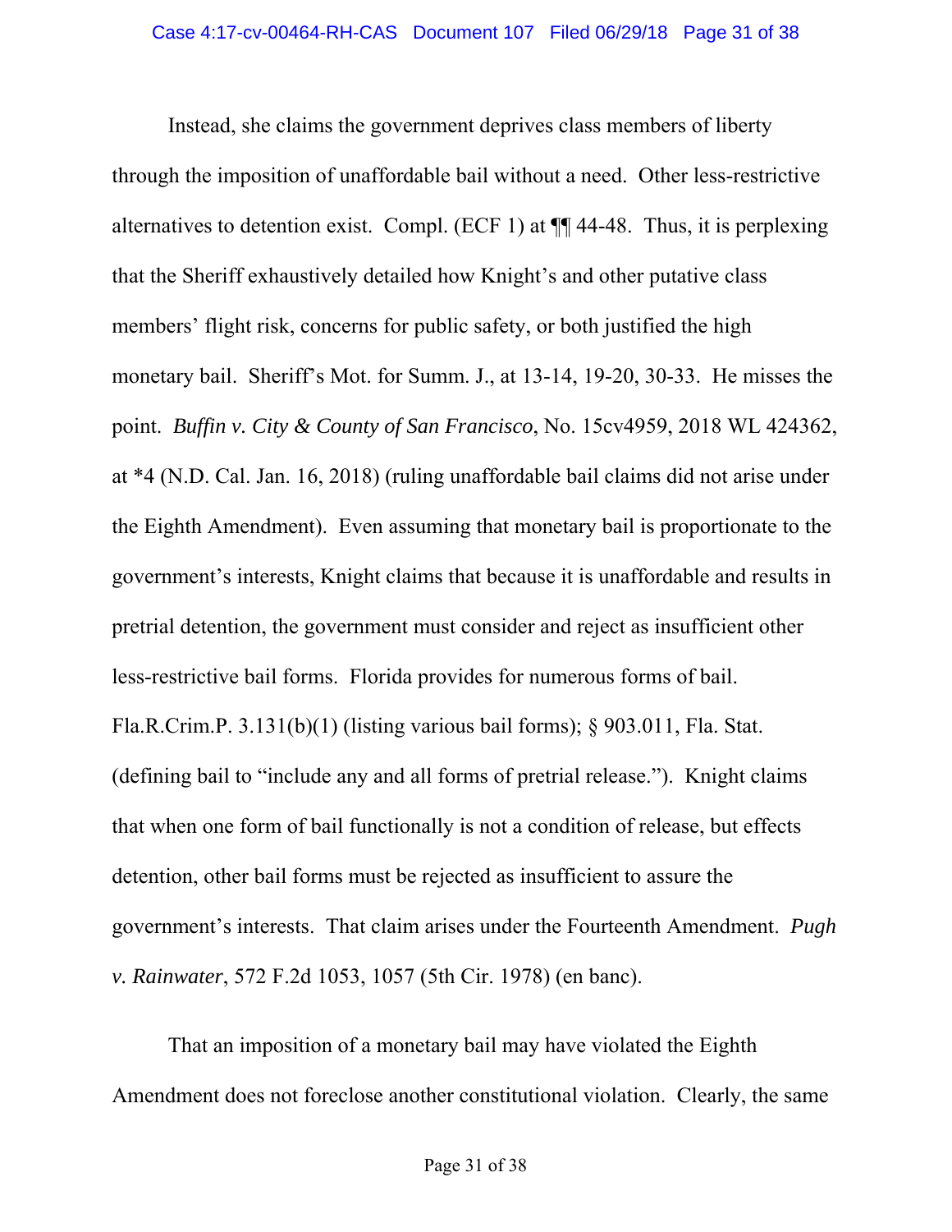Instead, she claims the government deprives class members of liberty through the imposition of unaffordable bail without a need. Other less-restrictive alternatives to detention exist. Compl. (ECF 1) at ¶¶ 44-48. Thus, it is perplexing that the Sheriff exhaustively detailed how Knight's and other putative class members' flight risk, concerns for public safety, or both justified the high monetary bail. Sheriff's Mot. for Summ. J., at 13-14, 19-20, 30-33. He misses the point. *Buffin v. City & County of San Francisco*, No. 15cv4959, 2018 WL 424362, at *4 (N.D. Cal. Jan. 16, 2018) (ruling unaffordable bail claims did not arise under the Eighth Amendment). Even assuming that monetary bail is proportionate to the government's interests, Knight claims that because it is unaffordable and results in pretrial detention, the government must consider and reject as insufficient other less-restrictive bail forms. Florida provides for numerous forms of bail. Fla.R.Crim.P. 3.131(b)(1) (listing various bail forms); § 903.011, Fla. Stat. (defining bail to "include any and all forms of pretrial release."). Knight claims that when one form of bail functionally is not a condition of release, but effects detention, other bail forms must be rejected as insufficient to assure the government's interests. That claim arises under the Fourteenth Amendment. *Pugh v. Rainwater*, 572 F.2d 1053, 1057 (5th Cir. 1978) (en banc).

That an imposition of a monetary bail may have violated the Eighth Amendment does not foreclose another constitutional violation. Clearly, the same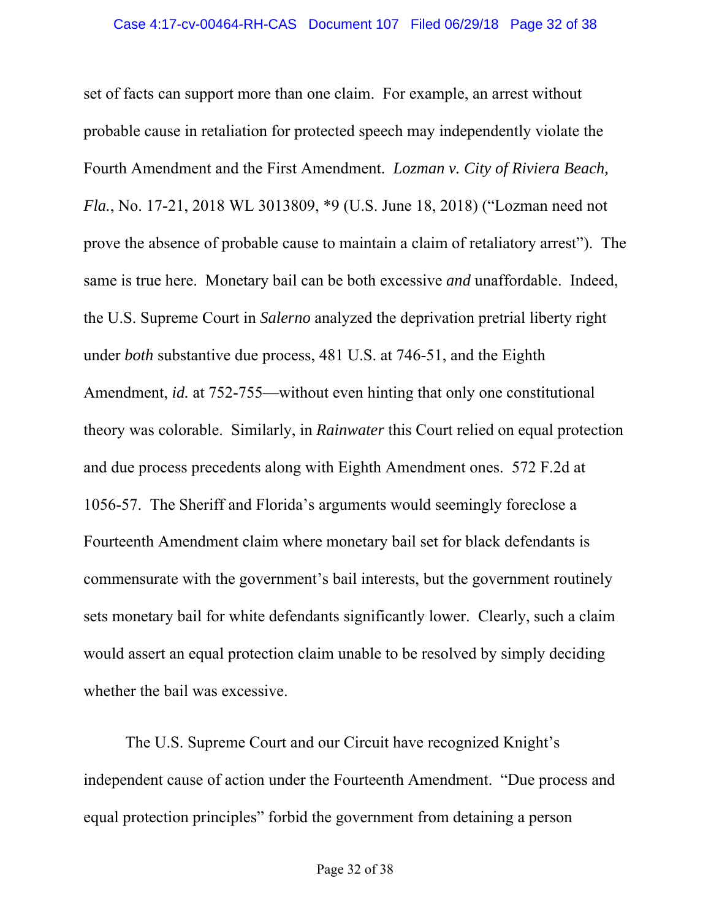set of facts can support more than one claim. For example, an arrest without probable cause in retaliation for protected speech may independently violate the Fourth Amendment and the First Amendment. *Lozman v. City of Riviera Beach, Fla.*, No. 17-21, 2018 WL 3013809, *9 (U.S. June 18, 2018) ("Lozman need not prove the absence of probable cause to maintain a claim of retaliatory arrest"). The same is true here. Monetary bail can be both excessive *and* unaffordable. Indeed, the U.S. Supreme Court in *Salerno* analyzed the deprivation pretrial liberty right under *both* substantive due process, 481 U.S. at 746-51, and the Eighth Amendment, *id.* at 752-755—without even hinting that only one constitutional theory was colorable. Similarly, in *Rainwater* this Court relied on equal protection and due process precedents along with Eighth Amendment ones. 572 F.2d at 1056-57. The Sheriff and Florida's arguments would seemingly foreclose a Fourteenth Amendment claim where monetary bail set for black defendants is commensurate with the government's bail interests, but the government routinely sets monetary bail for white defendants significantly lower. Clearly, such a claim would assert an equal protection claim unable to be resolved by simply deciding whether the bail was excessive.

The U.S. Supreme Court and our Circuit have recognized Knight's independent cause of action under the Fourteenth Amendment. "Due process and equal protection principles" forbid the government from detaining a person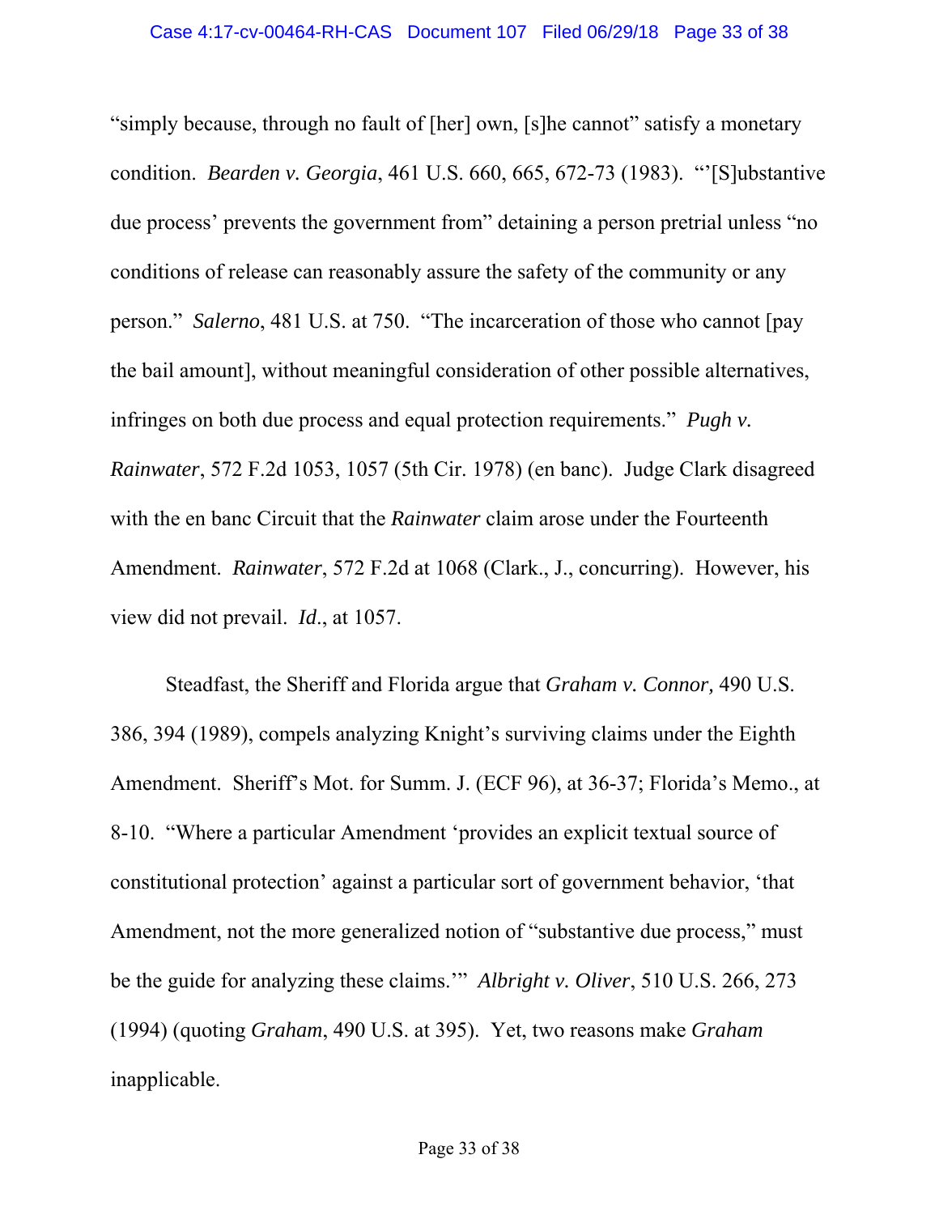"simply because, through no fault of [her] own, [s]he cannot" satisfy a monetary condition. *Bearden v. Georgia*, 461 U.S. 660, 665, 672-73 (1983). "'[S]ubstantive due process' prevents the government from" detaining a person pretrial unless "no conditions of release can reasonably assure the safety of the community or any person." *Salerno*, 481 U.S. at 750. "The incarceration of those who cannot [pay the bail amount], without meaningful consideration of other possible alternatives, infringes on both due process and equal protection requirements." *Pugh v. Rainwater*, 572 F.2d 1053, 1057 (5th Cir. 1978) (en banc). Judge Clark disagreed with the en banc Circuit that the *Rainwater* claim arose under the Fourteenth Amendment. *Rainwater*, 572 F.2d at 1068 (Clark., J., concurring). However, his view did not prevail. *Id*., at 1057.

Steadfast, the Sheriff and Florida argue that *Graham v. Connor,* 490 U.S. 386, 394 (1989), compels analyzing Knight's surviving claims under the Eighth Amendment. Sheriff's Mot. for Summ. J. (ECF 96), at 36-37; Florida's Memo., at 8-10. "Where a particular Amendment 'provides an explicit textual source of constitutional protection' against a particular sort of government behavior, 'that Amendment, not the more generalized notion of "substantive due process," must be the guide for analyzing these claims.'" *Albright v. Oliver*, 510 U.S. 266, 273 (1994) (quoting *Graham*, 490 U.S. at 395). Yet, two reasons make *Graham* inapplicable.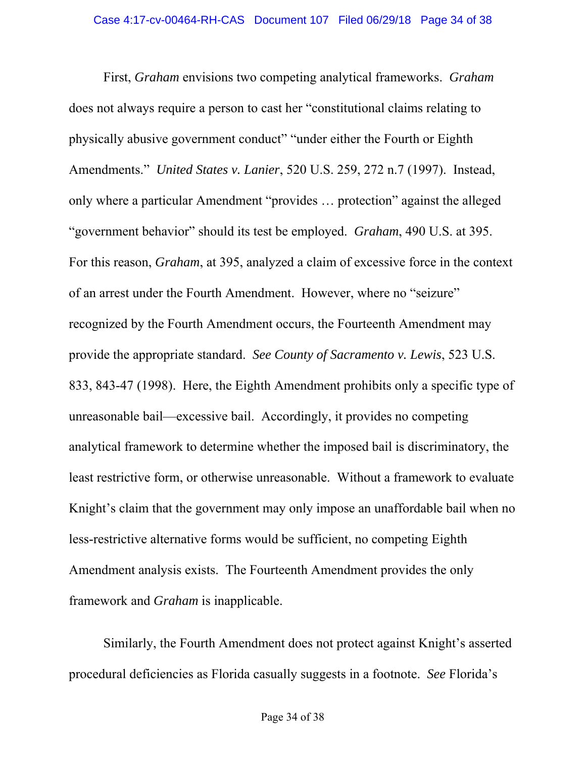First, *Graham* envisions two competing analytical frameworks. *Graham* does not always require a person to cast her "constitutional claims relating to physically abusive government conduct" "under either the Fourth or Eighth Amendments." *United States v. Lanier*, 520 U.S. 259, 272 n.7 (1997). Instead, only where a particular Amendment "provides … protection" against the alleged "government behavior" should its test be employed. *Graham*, 490 U.S. at 395. For this reason, *Graham*, at 395, analyzed a claim of excessive force in the context of an arrest under the Fourth Amendment. However, where no "seizure" recognized by the Fourth Amendment occurs, the Fourteenth Amendment may provide the appropriate standard. *See County of Sacramento v. Lewis*, 523 U.S. 833, 843-47 (1998). Here, the Eighth Amendment prohibits only a specific type of unreasonable bail—excessive bail. Accordingly, it provides no competing analytical framework to determine whether the imposed bail is discriminatory, the least restrictive form, or otherwise unreasonable. Without a framework to evaluate Knight's claim that the government may only impose an unaffordable bail when no less-restrictive alternative forms would be sufficient, no competing Eighth Amendment analysis exists. The Fourteenth Amendment provides the only framework and *Graham* is inapplicable.

Similarly, the Fourth Amendment does not protect against Knight's asserted procedural deficiencies as Florida casually suggests in a footnote. *See* Florida's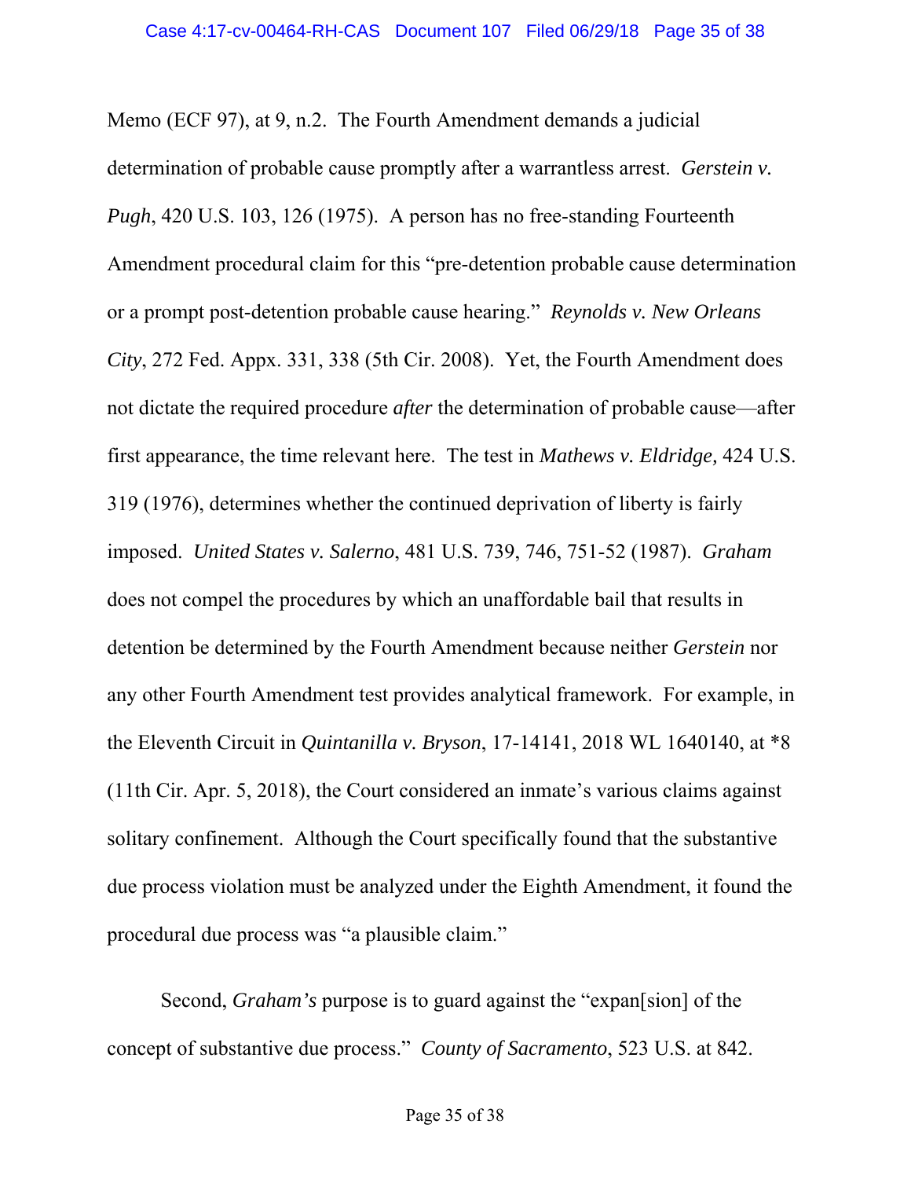Memo (ECF 97), at 9, n.2. The Fourth Amendment demands a judicial determination of probable cause promptly after a warrantless arrest. *Gerstein v. Pugh*, 420 U.S. 103, 126 (1975). A person has no free-standing Fourteenth Amendment procedural claim for this "pre-detention probable cause determination or a prompt post-detention probable cause hearing." *Reynolds v. New Orleans City*, 272 Fed. Appx. 331, 338 (5th Cir. 2008). Yet, the Fourth Amendment does not dictate the required procedure *after* the determination of probable cause—after first appearance, the time relevant here. The test in *Mathews v. Eldridge,* 424 U.S. 319 (1976), determines whether the continued deprivation of liberty is fairly imposed. *United States v. Salerno*, 481 U.S. 739, 746, 751-52 (1987). *Graham* does not compel the procedures by which an unaffordable bail that results in detention be determined by the Fourth Amendment because neither *Gerstein* nor any other Fourth Amendment test provides analytical framework. For example, in the Eleventh Circuit in *Quintanilla v. Bryson*, 17-14141, 2018 WL 1640140, at *8 (11th Cir. Apr. 5, 2018), the Court considered an inmate's various claims against solitary confinement. Although the Court specifically found that the substantive due process violation must be analyzed under the Eighth Amendment, it found the procedural due process was "a plausible claim."

Second, *Graham's* purpose is to guard against the "expan[sion] of the concept of substantive due process." *County of Sacramento*, 523 U.S. at 842.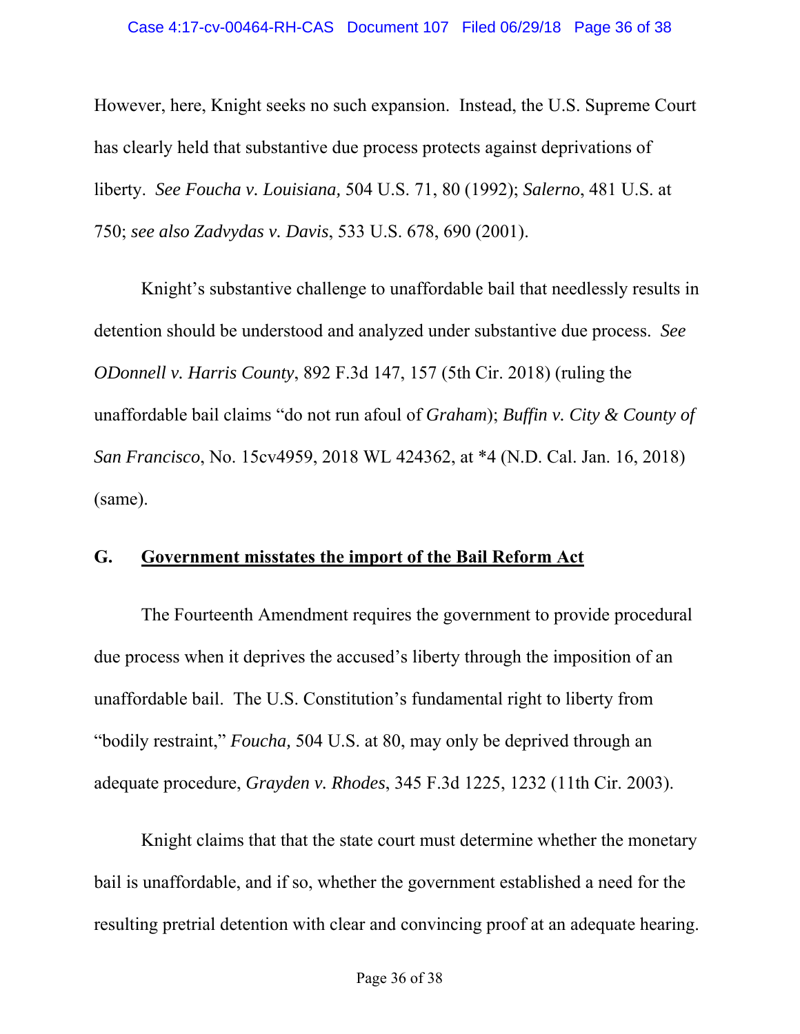However, here, Knight seeks no such expansion. Instead, the U.S. Supreme Court has clearly held that substantive due process protects against deprivations of liberty. *See Foucha v. Louisiana,* 504 U.S. 71, 80 (1992); *Salerno*, 481 U.S. at 750; *see also Zadvydas v. Davis*, 533 U.S. 678, 690 (2001).

Knight's substantive challenge to unaffordable bail that needlessly results in detention should be understood and analyzed under substantive due process. *See ODonnell v. Harris County*, 892 F.3d 147, 157 (5th Cir. 2018) (ruling the unaffordable bail claims "do not run afoul of *Graham*); *Buffin v. City & County of San Francisco*, No. 15cv4959, 2018 WL 424362, at *4 (N.D. Cal. Jan. 16, 2018) (same).

### G. <u>Government misstates the import of the Bail Reform Act</u>

The Fourteenth Amendment requires the government to provide procedural due process when it deprives the accused's liberty through the imposition of an unaffordable bail. The U.S. Constitution's fundamental right to liberty from "bodily restraint," *Foucha,* 504 U.S. at 80, may only be deprived through an adequate procedure, *Grayden v. Rhodes*, 345 F.3d 1225, 1232 (11th Cir. 2003).

Knight claims that that the state court must determine whether the monetary bail is unaffordable, and if so, whether the government established a need for the resulting pretrial detention with clear and convincing proof at an adequate hearing.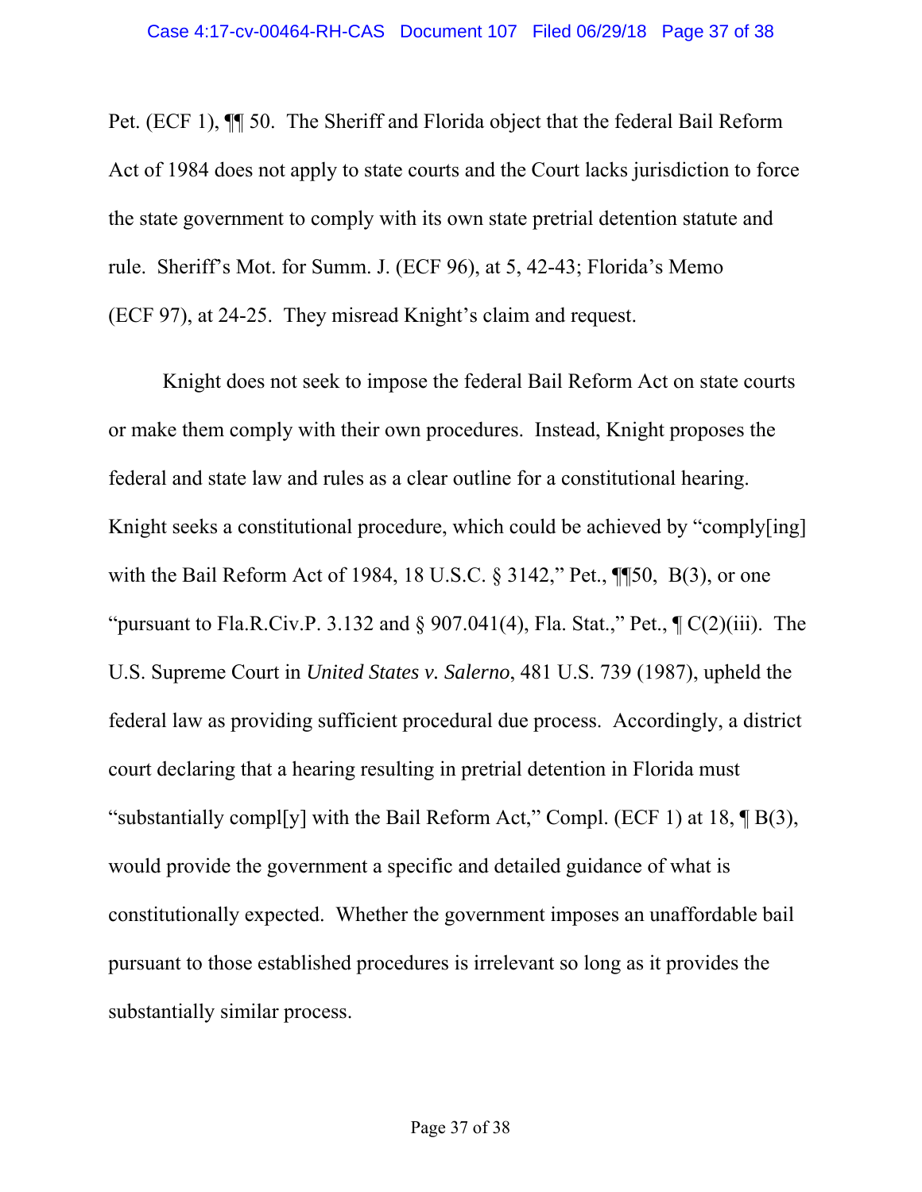Pet. (ECF 1), ¶¶ 50. The Sheriff and Florida object that the federal Bail Reform Act of 1984 does not apply to state courts and the Court lacks jurisdiction to force the state government to comply with its own state pretrial detention statute and rule. Sheriff's Mot. for Summ. J. (ECF 96), at 5, 42-43; Florida's Memo (ECF 97), at 24-25. They misread Knight's claim and request.

Knight does not seek to impose the federal Bail Reform Act on state courts or make them comply with their own procedures. Instead, Knight proposes the federal and state law and rules as a clear outline for a constitutional hearing. Knight seeks a constitutional procedure, which could be achieved by "comply[ing] with the Bail Reform Act of 1984, 18 U.S.C. § 3142," Pet., ¶¶50, B(3), or one "pursuant to Fla.R.Civ.P. 3.132 and § 907.041(4), Fla. Stat.," Pet., ¶ C(2)(iii). The U.S. Supreme Court in *United States v. Salerno*, 481 U.S. 739 (1987), upheld the federal law as providing sufficient procedural due process. Accordingly, a district court declaring that a hearing resulting in pretrial detention in Florida must "substantially compl[y] with the Bail Reform Act," Compl. (ECF 1) at 18, ¶ B(3), would provide the government a specific and detailed guidance of what is constitutionally expected. Whether the government imposes an unaffordable bail pursuant to those established procedures is irrelevant so long as it provides the substantially similar process.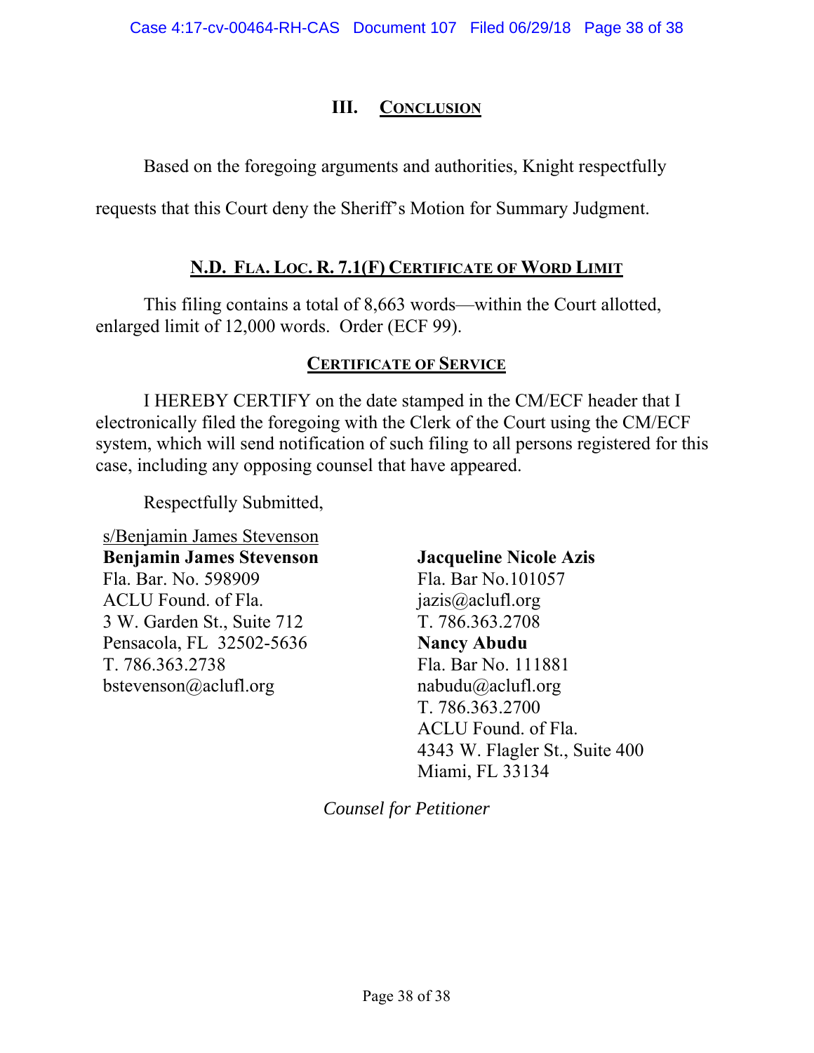## III. CONCLUSION

Based on the foregoing arguments and authorities, Knight respectfully requests that this Court deny the Sheriff's Motion for Summary Judgment.

### N.D. FLA. LOC. R. 7.1(F) CERTIFICATE OF WORD LIMIT

This filing contains a total of 8,663 words—within the Court allotted, enlarged limit of 12,000 words. Order (ECF 99).

### CERTIFICATE OF SERVICE

I HEREBY CERTIFY on the date stamped in the CM/ECF header that I electronically filed the foregoing with the Clerk of the Court using the CM/ECF system, which will send notification of such filing to all persons registered for this case, including any opposing counsel that have appeared.

Respectfully Submitted,

s/Benjamin James Stevenson
**Benjamin James Stevenson**
Fla. Bar. No. 598909
ACLU Found. of Fla.
3 W. Garden St., Suite 712
Pensacola, FL 32502-5636
T. 786.363.2738
bstevenson@aclufl.org

**Jacqueline Nicole Azis**
Fla. Bar No.101057
jazis@aclufl.org
T. 786.363.2708
**Nancy Abudu**
Fla. Bar No. 111881
nabudu@aclufl.org
T. 786.363.2700
ACLU Found. of Fla.
4343 W. Flagler St., Suite 400
Miami, FL 33134

*Counsel for Petitioner*